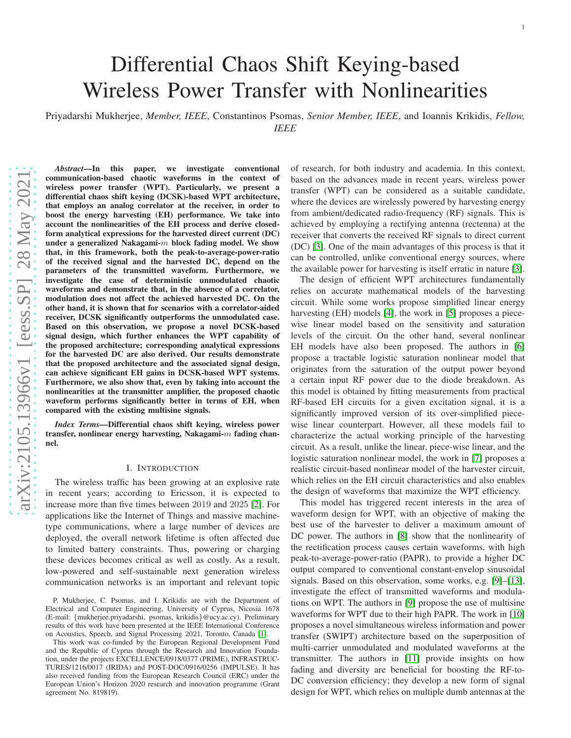# Differential Chaos Shift Keying-based Wireless Power Transfer with Nonlinearities

Priyadarshi Mukherjee, *Member, IEEE*, Constantinos Psomas, *Senior Member, IEEE*, and Ioannis Krikidis, *Fellow, IEEE*

***Abstract*—In this paper, we investigate conventional communication-based chaotic waveforms in the context of wireless power transfer (WPT). Particularly, we present a differential chaos shift keying (DCSK)-based WPT architecture, that employs an analog correlator at the receiver, in order to boost the energy harvesting (EH) performance. We take into account the nonlinearities of the EH process and derive closed-form analytical expressions for the harvested direct current (DC) under a generalized Nakagami-$m$ block fading model. We show that, in this framework, both the peak-to-average-power-ratio of the received signal and the harvested DC, depend on the parameters of the transmitted waveform. Furthermore, we investigate the case of deterministic unmodulated chaotic waveforms and demonstrate that, in the absence of a correlator, modulation does not affect the achieved harvested DC. On the other hand, it is shown that for scenarios with a correlator-aided receiver, DCSK significantly outperforms the unmodulated case. Based on this observation, we propose a novel DCSK-based signal design, which further enhances the WPT capability of the proposed architecture; corresponding analytical expressions for the harvested DC are also derived. Our results demonstrate that the proposed architecture and the associated signal design, can achieve significant EH gains in DCSK-based WPT systems. Furthermore, we also show that, even by taking into account the nonlinearities at the transmitter amplifier, the proposed chaotic waveform performs significantly better in terms of EH, when compared with the existing multisine signals.**

***Index Terms*—Differential chaos shift keying, wireless power transfer, nonlinear energy harvesting, Nakagami-$m$ fading channel.**

## I. Introduction

The wireless traffic has been growing at an explosive rate in recent years; according to Ericsson, it is expected to increase more than five times between 2019 and 2025 [2]. For applications like the Internet of Things and massive machine-type communications, where a large number of devices are deployed, the overall network lifetime is often affected due to limited battery constraints. Thus, powering or charging these devices becomes critical as well as costly. As a result, low-powered and self-sustainable next generation wireless communication networks is an important and relevant topic of research, for both industry and academia. In this context, based on the advances made in recent years, wireless power transfer (WPT) can be considered as a suitable candidate, where the devices are wirelessly powered by harvesting energy from ambient/dedicated radio-frequency (RF) signals. This is achieved by employing a rectifying antenna (rectenna) at the receiver that converts the received RF signals to direct current (DC) [3]. One of the main advantages of this process is that it can be controlled, unlike conventional energy sources, where the available power for harvesting is itself erratic in nature [3].

The design of efficient WPT architectures fundamentally relies on accurate mathematical models of the harvesting circuit. While some works propose simplified linear energy harvesting (EH) models [4], the work in [5] proposes a piece-wise linear model based on the sensitivity and saturation levels of the circuit. On the other hand, several nonlinear EH models have also been proposed. The authors in [6] propose a tractable logistic saturation nonlinear model that originates from the saturation of the output power beyond a certain input RF power due to the diode breakdown. As this model is obtained by fitting measurements from practical RF-based EH circuits for a given excitation signal, it is a significantly improved version of its over-simplified piece-wise linear counterpart. However, all these models fail to characterize the actual working principle of the harvesting circuit. As a result, unlike the linear, piece-wise linear, and the logistic saturation nonlinear model, the work in [7] proposes a realistic circuit-based nonlinear model of the harvester circuit, which relies on the EH circuit characteristics and also enables the design of waveforms that maximize the WPT efficiency.

This model has triggered recent interests in the area of waveform design for WPT, with an objective of making the best use of the harvester to deliver a maximum amount of DC power. The authors in [8] show that the nonlinearity of the rectification process causes certain waveforms, with high peak-to-average-power-ratio (PAPR), to provide a higher DC output compared to conventional constant-envelop sinusoidal signals. Based on this observation, some works, e.g. [9]–[13], investigate the effect of transmitted waveforms and modulations on WPT. The authors in [9] propose the use of multisine waveforms for WPT due to their high PAPR. The work in [10] proposes a novel simultaneous wireless information and power transfer (SWIPT) architecture based on the superposition of multi-carrier unmodulated and modulated waveforms at the transmitter. The authors in [11] provide insights on how fading and diversity are beneficial for boosting the RF-to-DC conversion efficiency; they develop a new form of signal design for WPT, which relies on multiple dumb antennas at the

P. Mukherjee, C. Psomas, and I. Krikidis are with the Department of Electrical and Computer Engineering, University of Cyprus, Nicosia 1678 (E-mail: {mukherjee.priyadarshi, psomas, krikidis}@ucy.ac.cy). Preliminary results of this work have been presented at the IEEE International Conference on Acoustics, Speech, and Signal Processing 2021, Toronto, Canada [1].

This work was co-funded by the European Regional Development Fund and the Republic of Cyprus through the Research and Innovation Foundation, under the projects EXCELLENCE/0918/0377 (PRIME), INFRASTRUCTURES/1216/0017 (IRIDA) and POST-DOC/0916/0256 (IMPULSE). It has also received funding from the European Research Council (ERC) under the European Union's Horizon 2020 research and innovation programme (Grant agreement No. 819819).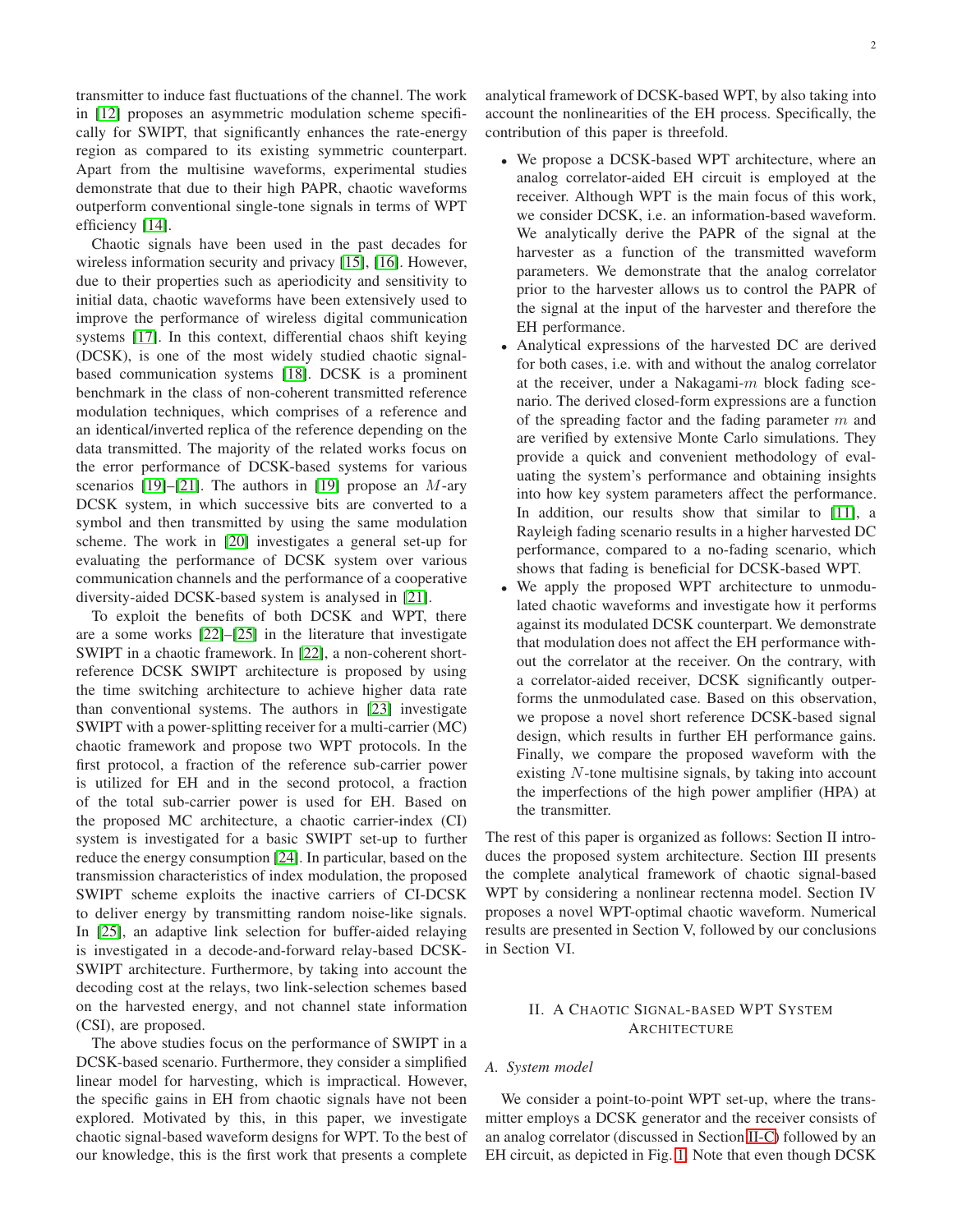transmitter to induce fast fluctuations of the channel. The work in [12] proposes an asymmetric modulation scheme specifically for SWIPT, that significantly enhances the rate-energy region as compared to its existing symmetric counterpart. Apart from the multisine waveforms, experimental studies demonstrate that due to their high PAPR, chaotic waveforms outperform conventional single-tone signals in terms of WPT efficiency [14].

Chaotic signals have been used in the past decades for wireless information security and privacy [15], [16]. However, due to their properties such as aperiodicity and sensitivity to initial data, chaotic waveforms have been extensively used to improve the performance of wireless digital communication systems [17]. In this context, differential chaos shift keying (DCSK), is one of the most widely studied chaotic signal-based communication systems [18]. DCSK is a prominent benchmark in the class of non-coherent transmitted reference modulation techniques, which comprises of a reference and an identical/inverted replica of the reference depending on the data transmitted. The majority of the related works focus on the error performance of DCSK-based systems for various scenarios [19]–[21]. The authors in [19] propose an $M$-ary DCSK system, in which successive bits are converted to a symbol and then transmitted by using the same modulation scheme. The work in [20] investigates a general set-up for evaluating the performance of DCSK system over various communication channels and the performance of a cooperative diversity-aided DCSK-based system is analysed in [21].

To exploit the benefits of both DCSK and WPT, there are a some works [22]–[25] in the literature that investigate SWIPT in a chaotic framework. In [22], a non-coherent short-reference DCSK SWIPT architecture is proposed by using the time switching architecture to achieve higher data rate than conventional systems. The authors in [23] investigate SWIPT with a power-splitting receiver for a multi-carrier (MC) chaotic framework and propose two WPT protocols. In the first protocol, a fraction of the reference sub-carrier power is utilized for EH and in the second protocol, a fraction of the total sub-carrier power is used for EH. Based on the proposed MC architecture, a chaotic carrier-index (CI) system is investigated for a basic SWIPT set-up to further reduce the energy consumption [24]. In particular, based on the transmission characteristics of index modulation, the proposed SWIPT scheme exploits the inactive carriers of CI-DCSK to deliver energy by transmitting random noise-like signals. In [25], an adaptive link selection for buffer-aided relaying is investigated in a decode-and-forward relay-based DCSK-SWIPT architecture. Furthermore, by taking into account the decoding cost at the relays, two link-selection schemes based on the harvested energy, and not channel state information (CSI), are proposed.

The above studies focus on the performance of SWIPT in a DCSK-based scenario. Furthermore, they consider a simplified linear model for harvesting, which is impractical. However, the specific gains in EH from chaotic signals have not been explored. Motivated by this, in this paper, we investigate chaotic signal-based waveform designs for WPT. To the best of our knowledge, this is the first work that presents a complete analytical framework of DCSK-based WPT, by also taking into account the nonlinearities of the EH process. Specifically, the contribution of this paper is threefold.

- We propose a DCSK-based WPT architecture, where an analog correlator-aided EH circuit is employed at the receiver. Although WPT is the main focus of this work, we consider DCSK, i.e. an information-based waveform. We analytically derive the PAPR of the signal at the harvester as a function of the transmitted waveform parameters. We demonstrate that the analog correlator prior to the harvester allows us to control the PAPR of the signal at the input of the harvester and therefore the EH performance.
- Analytical expressions of the harvested DC are derived for both cases, i.e. with and without the analog correlator at the receiver, under a Nakagami-$m$ block fading scenario. The derived closed-form expressions are a function of the spreading factor and the fading parameter $m$ and are verified by extensive Monte Carlo simulations. They provide a quick and convenient methodology of evaluating the system's performance and obtaining insights into how key system parameters affect the performance. In addition, our results show that similar to [11], a Rayleigh fading scenario results in a higher harvested DC performance, compared to a no-fading scenario, which shows that fading is beneficial for DCSK-based WPT.
- We apply the proposed WPT architecture to unmodulated chaotic waveforms and investigate how it performs against its modulated DCSK counterpart. We demonstrate that modulation does not affect the EH performance without the correlator at the receiver. On the contrary, with a correlator-aided receiver, DCSK significantly outperforms the unmodulated case. Based on this observation, we propose a novel short reference DCSK-based signal design, which results in further EH performance gains. Finally, we compare the proposed waveform with the existing $N$-tone multisine signals, by taking into account the imperfections of the high power amplifier (HPA) at the transmitter.

The rest of this paper is organized as follows: Section II introduces the proposed system architecture. Section III presents the complete analytical framework of chaotic signal-based WPT by considering a nonlinear rectenna model. Section IV proposes a novel WPT-optimal chaotic waveform. Numerical results are presented in Section V, followed by our conclusions in Section VI.

## II. A Chaotic Signal-based WPT System Architecture

### A. System model

We consider a point-to-point WPT set-up, where the transmitter employs a DCSK generator and the receiver consists of an analog correlator (discussed in Section II-C) followed by an EH circuit, as depicted in Fig. 1. Note that even though DCSK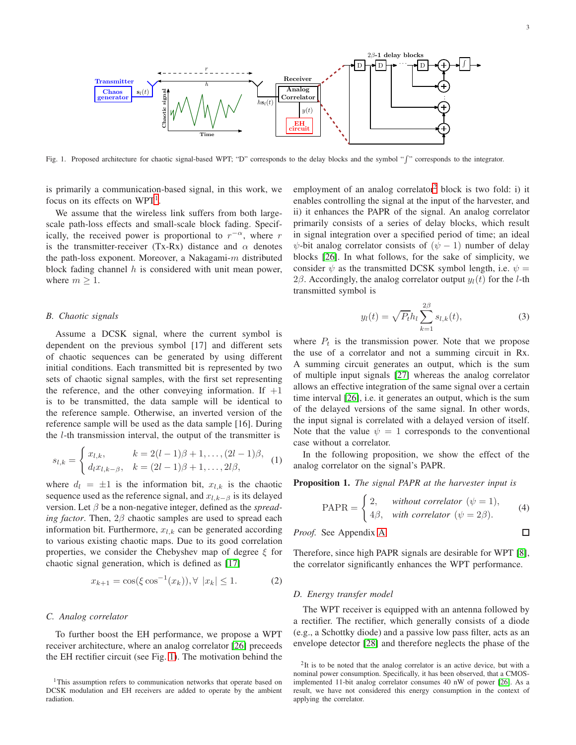Fig. 1. Proposed architecture for chaotic signal-based WPT; "D" corresponds to the delay blocks and the symbol "$\int$" corresponds to the integrator.

is primarily a communication-based signal, in this work, we focus on its effects on WPT[1].

We assume that the wireless link suffers from both large-scale path-loss effects and small-scale block fading. Specifically, the received power is proportional to $r^{-\alpha}$, where $r$ is the transmitter-receiver (Tx-Rx) distance and $\alpha$ denotes the path-loss exponent. Moreover, a Nakagami-$m$ distributed block fading channel $h$ is considered with unit mean power, where $m \geq 1$.

### B. Chaotic signals

Assume a DCSK signal, where the current symbol is dependent on the previous symbol [17] and different sets of chaotic sequences can be generated by using different initial conditions. Each transmitted bit is represented by two sets of chaotic signal samples, with the first set representing the reference, and the other conveying information. If $+1$ is to be transmitted, the data sample will be identical to the reference sample. Otherwise, an inverted version of the reference sample will be used as the data sample [16]. During the $l$-th transmission interval, the output of the transmitter is

$$s_{l,k} = \begin{cases} x_{l,k}, & k = 2(l-1)\beta+1, \ldots, (2l-1)\beta, \\ d_l x_{l,k-\beta}, & k = (2l-1)\beta+1, \ldots, 2l\beta, \end{cases} \quad (1)$$

where $d_l = \pm 1$ is the information bit, $x_{l,k}$ is the chaotic sequence used as the reference signal, and $x_{l,k-\beta}$ is its delayed version. Let $\beta$ be a non-negative integer, defined as the *spreading factor*. Then, $2\beta$ chaotic samples are used to spread each information bit. Furthermore, $x_{l,k}$ can be generated according to various existing chaotic maps. Due to its good correlation properties, we consider the Chebyshev map of degree $\xi$ for chaotic signal generation, which is defined as [17]

$$x_{k+1} = \cos(\xi \cos^{-1}(x_k)), \forall \ |x_k| \leq 1. \quad (2)$$

### C. Analog correlator

To further boost the EH performance, we propose a WPT receiver architecture, where an analog correlator [26] preceeds the EH rectifier circuit (see Fig. 1). The motivation behind the employment of an analog correlator[2] block is two fold: i) it enables controlling the signal at the input of the harvester, and ii) it enhances the PAPR of the signal. An analog correlator primarily consists of a series of delay blocks, which result in signal integration over a specified period of time; an ideal $\psi$-bit analog correlator consists of $(\psi-1)$ number of delay blocks [26]. In what follows, for the sake of simplicity, we consider $\psi$ as the transmitted DCSK symbol length, i.e. $\psi = 2\beta$. Accordingly, the analog correlator output $y_l(t)$ for the $l$-th transmitted symbol is

$$y_l(t) = \sqrt{P_t} h_l \sum_{k=1}^{2\beta} s_{l,k}(t), \quad (3)$$

where $P_t$ is the transmission power. Note that we propose the use of a correlator and not a summing circuit in Rx. A summing circuit generates an output, which is the sum of multiple input signals [27] whereas the analog correlator allows an effective integration of the same signal over a certain time interval [26], i.e. it generates an output, which is the sum of the delayed versions of the same signal. In other words, the input signal is correlated with a delayed version of itself. Note that the value $\psi = 1$ corresponds to the conventional case without a correlator.

In the following proposition, we show the effect of the analog correlator on the signal's PAPR.

**Proposition 1.** *The signal PAPR at the harvester input is*

$$\text{PAPR} = \begin{cases} 2, & \textit{without correlator } (\psi = 1), \\ 4\beta, & \textit{with correlator } (\psi = 2\beta). \end{cases} \quad (4)$$

*Proof.* See Appendix A. □

Therefore, since high PAPR signals are desirable for WPT [8], the correlator significantly enhances the WPT performance.

### D. Energy transfer model

The WPT receiver is equipped with an antenna followed by a rectifier. The rectifier, which generally consists of a diode (e.g., a Schottky diode) and a passive low pass filter, acts as an envelope detector [28] and therefore neglects the phase of the

[1] This assumption refers to communication networks that operate based on DCSK modulation and EH receivers are added to operate by the ambient radiation.

[2] It is to be noted that the analog correlator is an active device, but with a nominal power consumption. Specifically, it has been observed, that a CMOS-implemented 11-bit analog correlator consumes 40 nW of power [26]. As a result, we have not considered this energy consumption in the context of applying the correlator.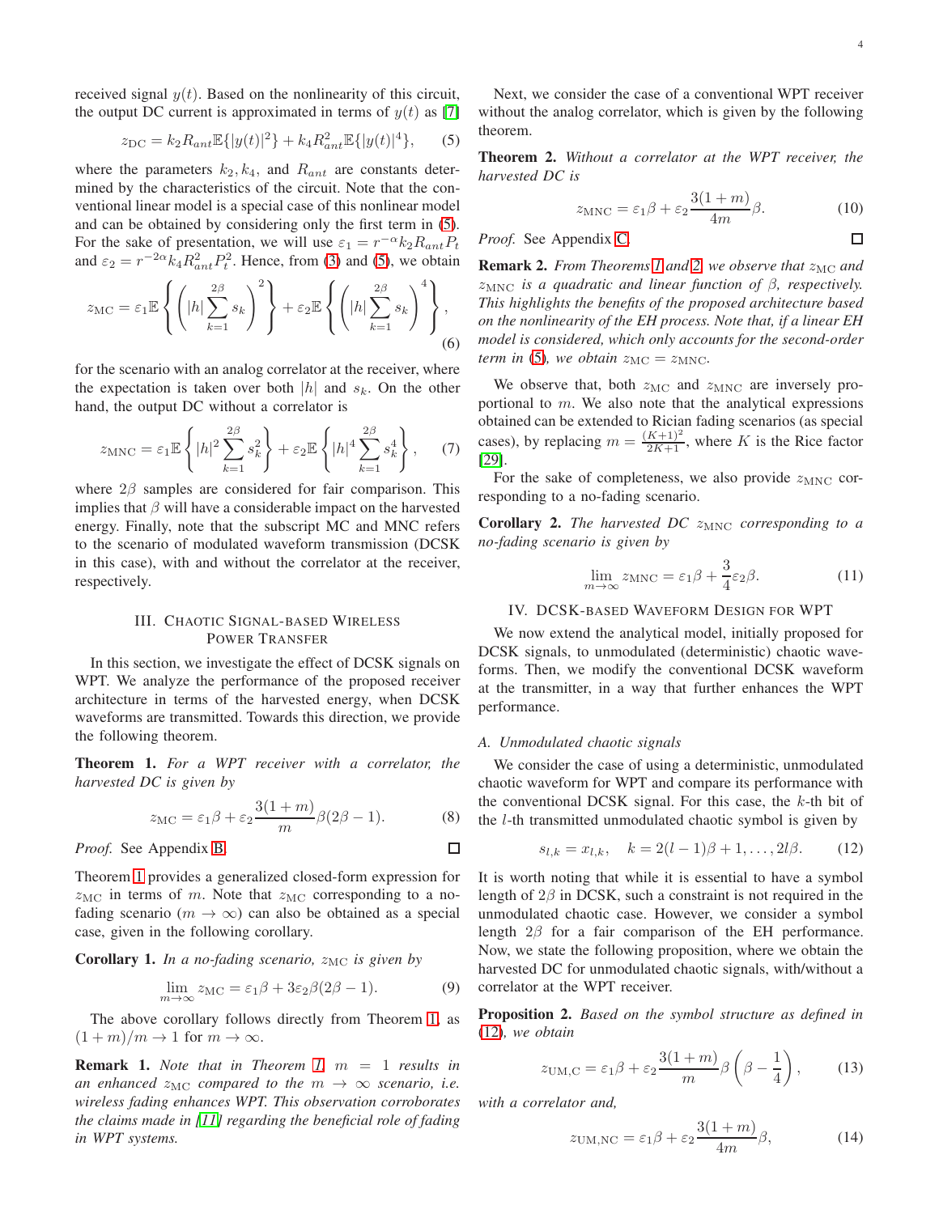received signal $y(t)$. Based on the nonlinearity of this circuit, the output DC current is approximated in terms of $y(t)$ as [7]

$$z_{\mathrm{DC}} = k_2 R_{ant} \mathbb{E}\{|y(t)|^2\} + k_4 R_{ant}^2 \mathbb{E}\{|y(t)|^4\}, \tag{5}$$

where the parameters $k_2, k_4$, and $R_{ant}$ are constants determined by the characteristics of the circuit. Note that the conventional linear model is a special case of this nonlinear model and can be obtained by considering only the first term in (5). For the sake of presentation, we will use $\varepsilon_1 = r^{-\alpha} k_2 R_{ant} P_t$ and $\varepsilon_2 = r^{-2\alpha} k_4 R_{ant}^2 P_t^2$. Hence, from (3) and (5), we obtain

$$z_{\mathrm{MC}} = \varepsilon_1 \mathbb{E}\left\{\left(|h| \sum_{k=1}^{2\beta} s_k\right)^2\right\} + \varepsilon_2 \mathbb{E}\left\{\left(|h| \sum_{k=1}^{2\beta} s_k\right)^4\right\}, \tag{6}$$

for the scenario with an analog correlator at the receiver, where the expectation is taken over both $|h|$ and $s_k$. On the other hand, the output DC without a correlator is

$$z_{\mathrm{MNC}} = \varepsilon_1 \mathbb{E}\left\{|h|^2 \sum_{k=1}^{2\beta} s_k^2\right\} + \varepsilon_2 \mathbb{E}\left\{|h|^4 \sum_{k=1}^{2\beta} s_k^4\right\}, \tag{7}$$

where $2\beta$ samples are considered for fair comparison. This implies that $\beta$ will have a considerable impact on the harvested energy. Finally, note that the subscript MC and MNC refers to the scenario of modulated waveform transmission (DCSK in this case), with and without the correlator at the receiver, respectively.

## III. Chaotic Signal-based Wireless Power Transfer

In this section, we investigate the effect of DCSK signals on WPT. We analyze the performance of the proposed receiver architecture in terms of the harvested energy, when DCSK waveforms are transmitted. Towards this direction, we provide the following theorem.

**Theorem 1.** *For a WPT receiver with a correlator, the harvested DC is given by*

$$z_{\mathrm{MC}} = \varepsilon_1 \beta + \varepsilon_2 \frac{3(1+m)}{m} \beta(2\beta - 1). \tag{8}$$

*Proof.* See Appendix B. □

Theorem 1 provides a generalized closed-form expression for $z_{\mathrm{MC}}$ in terms of $m$. Note that $z_{\mathrm{MC}}$ corresponding to a no-fading scenario ($m \to \infty$) can also be obtained as a special case, given in the following corollary.

**Corollary 1.** *In a no-fading scenario, $z_{\mathrm{MC}}$ is given by*

$$\lim_{m\to\infty} z_{\mathrm{MC}} = \varepsilon_1 \beta + 3\varepsilon_2 \beta(2\beta - 1). \tag{9}$$

The above corollary follows directly from Theorem 1, as $(1+m)/m \to 1$ for $m \to \infty$.

**Remark 1.** *Note that in Theorem 1, $m = 1$ results in an enhanced $z_{\mathrm{MC}}$ compared to the $m \to \infty$ scenario, i.e. wireless fading enhances WPT. This observation corroborates the claims made in [11] regarding the beneficial role of fading in WPT systems.*

Next, we consider the case of a conventional WPT receiver without the analog correlator, which is given by the following theorem.

**Theorem 2.** *Without a correlator at the WPT receiver, the harvested DC is*

$$z_{\mathrm{MNC}} = \varepsilon_1 \beta + \varepsilon_2 \frac{3(1+m)}{4m} \beta. \tag{10}$$

*Proof.* See Appendix C. □

**Remark 2.** *From Theorems 1 and 2, we observe that $z_{\mathrm{MC}}$ and $z_{\mathrm{MNC}}$ is a quadratic and linear function of $\beta$, respectively. This highlights the benefits of the proposed architecture based on the nonlinearity of the EH process. Note that, if a linear EH model is considered, which only accounts for the second-order term in (5), we obtain $z_{\mathrm{MC}} = z_{\mathrm{MNC}}$.*

We observe that, both $z_{\mathrm{MC}}$ and $z_{\mathrm{MNC}}$ are inversely proportional to $m$. We also note that the analytical expressions obtained can be extended to Rician fading scenarios (as special cases), by replacing $m = \frac{(K+1)^2}{2K+1}$, where $K$ is the Rice factor [29].

For the sake of completeness, we also provide $z_{\mathrm{MNC}}$ corresponding to a no-fading scenario.

**Corollary 2.** *The harvested DC $z_{\mathrm{MNC}}$ corresponding to a no-fading scenario is given by*

$$\lim_{m\to\infty} z_{\mathrm{MNC}} = \varepsilon_1 \beta + \frac{3}{4} \varepsilon_2 \beta. \tag{11}$$

## IV. DCSK-based Waveform Design for WPT

We now extend the analytical model, initially proposed for DCSK signals, to unmodulated (deterministic) chaotic waveforms. Then, we modify the conventional DCSK waveform at the transmitter, in a way that further enhances the WPT performance.

### A. Unmodulated chaotic signals

We consider the case of using a deterministic, unmodulated chaotic waveform for WPT and compare its performance with the conventional DCSK signal. For this case, the $k$-th bit of the $l$-th transmitted unmodulated chaotic symbol is given by

$$s_{l,k} = x_{l,k}, \quad k = 2(l-1)\beta + 1, \ldots, 2l\beta. \tag{12}$$

It is worth noting that while it is essential to have a symbol length of $2\beta$ in DCSK, such a constraint is not required in the unmodulated chaotic case. However, we consider a symbol length $2\beta$ for a fair comparison of the EH performance. Now, we state the following proposition, where we obtain the harvested DC for unmodulated chaotic signals, with/without a correlator at the WPT receiver.

**Proposition 2.** *Based on the symbol structure as defined in (12), we obtain*

$$z_{\mathrm{UM,C}} = \varepsilon_1 \beta + \varepsilon_2 \frac{3(1+m)}{m} \beta \left(\beta - \frac{1}{4}\right), \tag{13}$$

*with a correlator and,*

$$z_{\mathrm{UM,NC}} = \varepsilon_1 \beta + \varepsilon_2 \frac{3(1+m)}{4m} \beta, \tag{14}$$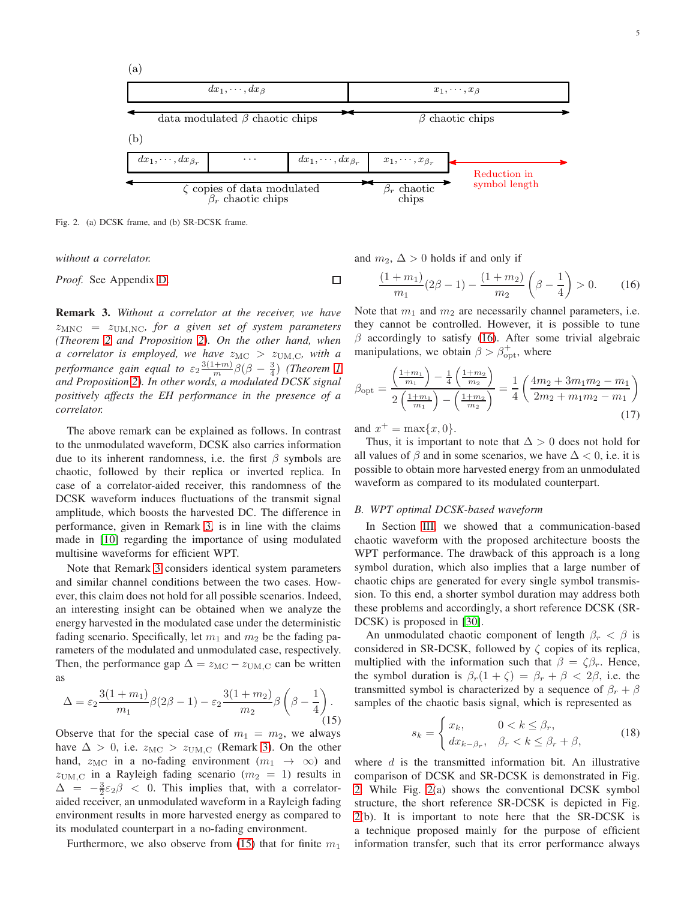Fig. 2. (a) DCSK frame, and (b) SR-DCSK frame.

*without a correlator.*

*Proof.* See Appendix D. ☐

**Remark 3.** *Without a correlator at the receiver, we have $z_{\rm MNC} = z_{\rm UM,NC}$, for a given set of system parameters (Theorem 2 and Proposition 2). On the other hand, when a correlator is employed, we have $z_{\rm MC} > z_{\rm UM,C}$, with a performance gain equal to $\varepsilon_2 \frac{3(1+m)}{m}\beta(\beta-\frac{3}{4})$ (Theorem 1 and Proposition 2). In other words, a modulated DCSK signal positively affects the EH performance in the presence of a correlator.*

The above remark can be explained as follows. In contrast to the unmodulated waveform, DCSK also carries information due to its inherent randomness, i.e. the first $\beta$ symbols are chaotic, followed by their replica or inverted replica. In case of a correlator-aided receiver, this randomness of the DCSK waveform induces fluctuations of the transmit signal amplitude, which boosts the harvested DC. The difference in performance, given in Remark 3, is in line with the claims made in [10] regarding the importance of using modulated multisine waveforms for efficient WPT.

Note that Remark 3 considers identical system parameters and similar channel conditions between the two cases. However, this claim does not hold for all possible scenarios. Indeed, an interesting insight can be obtained when we analyze the energy harvested in the modulated case under the deterministic fading scenario. Specifically, let $m_1$ and $m_2$ be the fading parameters of the modulated and unmodulated case, respectively. Then, the performance gap $\Delta = z_{\rm MC} - z_{\rm UM,C}$ can be written as

$$\Delta = \varepsilon_2 \frac{3(1+m_1)}{m_1}\beta(2\beta-1) - \varepsilon_2 \frac{3(1+m_2)}{m_2}\beta\left(\beta - \frac{1}{4}\right). \tag{15}$$

Observe that for the special case of $m_1 = m_2$, we always have $\Delta > 0$, i.e. $z_{\rm MC} > z_{\rm UM,C}$ (Remark 3). On the other hand, $z_{\rm MC}$ in a no-fading environment ($m_1 \to \infty$) and $z_{\rm UM,C}$ in a Rayleigh fading scenario ($m_2 = 1$) results in $\Delta = -\frac{3}{2}\varepsilon_2\beta < 0$. This implies that, with a correlator-aided receiver, an unmodulated waveform in a Rayleigh fading environment results in more harvested energy as compared to its modulated counterpart in a no-fading environment.

Furthermore, we also observe from (15) that for finite $m_1$ and $m_2$, $\Delta > 0$ holds if and only if

$$\frac{(1+m_1)}{m_1}(2\beta-1) - \frac{(1+m_2)}{m_2}\left(\beta - \frac{1}{4}\right) > 0. \tag{16}$$

Note that $m_1$ and $m_2$ are necessarily channel parameters, i.e. they cannot be controlled. However, it is possible to tune $\beta$ accordingly to satisfy (16). After some trivial algebraic manipulations, we obtain $\beta > \beta_{\rm opt}^{+}$, where

$$\beta_{\rm opt} = \frac{\left(\frac{1+m_1}{m_1}\right) - \frac{1}{4}\left(\frac{1+m_2}{m_2}\right)}{2\left(\frac{1+m_1}{m_1}\right) - \left(\frac{1+m_2}{m_2}\right)} = \frac{1}{4}\left(\frac{4m_2 + 3m_1m_2 - m_1}{2m_2 + m_1m_2 - m_1}\right) \tag{17}$$

and $x^+ = \max\{x, 0\}$.

Thus, it is important to note that $\Delta > 0$ does not hold for all values of $\beta$ and in some scenarios, we have $\Delta < 0$, i.e. it is possible to obtain more harvested energy from an unmodulated waveform as compared to its modulated counterpart.

### B. WPT optimal DCSK-based waveform

In Section III, we showed that a communication-based chaotic waveform with the proposed architecture boosts the WPT performance. The drawback of this approach is a long symbol duration, which also implies that a large number of chaotic chips are generated for every single symbol transmission. To this end, a shorter symbol duration may address both these problems and accordingly, a short reference DCSK (SR-DCSK) is proposed in [30].

An unmodulated chaotic component of length $\beta_r < \beta$ is considered in SR-DCSK, followed by $\zeta$ copies of its replica, multiplied with the information such that $\beta = \zeta\beta_r$. Hence, the symbol duration is $\beta_r(1+\zeta) = \beta_r + \beta < 2\beta$, i.e. the transmitted symbol is characterized by a sequence of $\beta_r + \beta$ samples of the chaotic basis signal, which is represented as

$$s_k = \begin{cases} x_k, & 0 < k \leq \beta_r, \\ dx_{k-\beta_r}, & \beta_r < k \leq \beta_r + \beta, \end{cases} \tag{18}$$

where $d$ is the transmitted information bit. An illustrative comparison of DCSK and SR-DCSK is demonstrated in Fig. 2. While Fig. 2(a) shows the conventional DCSK symbol structure, the short reference SR-DCSK is depicted in Fig. 2(b). It is important to note here that the SR-DCSK is a technique proposed mainly for the purpose of efficient information transfer, such that its error performance always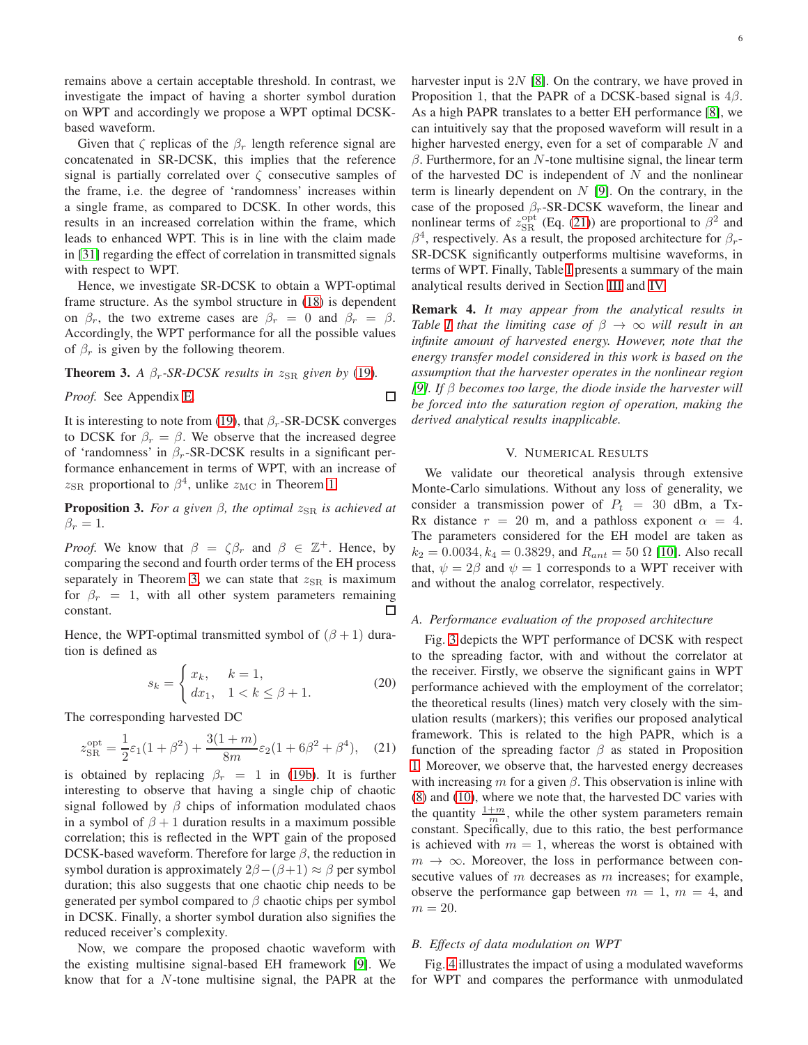remains above a certain acceptable threshold. In contrast, we investigate the impact of having a shorter symbol duration on WPT and accordingly we propose a WPT optimal DCSK-based waveform.

Given that $\zeta$ replicas of the $\beta_r$ length reference signal are concatenated in SR-DCSK, this implies that the reference signal is partially correlated over $\zeta$ consecutive samples of the frame, i.e. the degree of 'randomness' increases within a single frame, as compared to DCSK. In other words, this results in an increased correlation within the frame, which leads to enhanced WPT. This is in line with the claim made in [31] regarding the effect of correlation in transmitted signals with respect to WPT.

Hence, we investigate SR-DCSK to obtain a WPT-optimal frame structure. As the symbol structure in (18) is dependent on $\beta_r$, the two extreme cases are $\beta_r = 0$ and $\beta_r = \beta$. Accordingly, the WPT performance for all the possible values of $\beta_r$ is given by the following theorem.

**Theorem 3.** *A $\beta_r$-SR-DCSK results in $z_{\text{SR}}$ given by (19).*

*Proof.* See Appendix E. ◻

It is interesting to note from (19), that $\beta_r$-SR-DCSK converges to DCSK for $\beta_r = \beta$. We observe that the increased degree of 'randomness' in $\beta_r$-SR-DCSK results in a significant performance enhancement in terms of WPT, with an increase of $z_{\text{SR}}$ proportional to $\beta^4$, unlike $z_{\text{MC}}$ in Theorem 1.

**Proposition 3.** *For a given $\beta$, the optimal $z_{\text{SR}}$ is achieved at $\beta_r = 1$.*

*Proof.* We know that $\beta = \zeta\beta_r$ and $\beta \in \mathbb{Z}^+$. Hence, by comparing the second and fourth order terms of the EH process separately in Theorem 3, we can state that $z_{\text{SR}}$ is maximum for $\beta_r = 1$, with all other system parameters remaining constant. ◻

Hence, the WPT-optimal transmitted symbol of $(\beta + 1)$ duration is defined as

$$s_k = \begin{cases} x_k, & k = 1, \\ dx_1, & 1 < k \leq \beta + 1. \end{cases} \tag{20}$$

The corresponding harvested DC

$$z_{\text{SR}}^{\text{opt}} = \frac{1}{2}\varepsilon_1(1 + \beta^2) + \frac{3(1+m)}{8m}\varepsilon_2(1 + 6\beta^2 + \beta^4), \tag{21}$$

is obtained by replacing $\beta_r = 1$ in (19b). It is further interesting to observe that having a single chip of chaotic signal followed by $\beta$ chips of information modulated chaos in a symbol of $\beta + 1$ duration results in a maximum possible correlation; this is reflected in the WPT gain of the proposed DCSK-based waveform. Therefore for large $\beta$, the reduction in symbol duration is approximately $2\beta - (\beta+1) \approx \beta$ per symbol duration; this also suggests that one chaotic chip needs to be generated per symbol compared to $\beta$ chaotic chips per symbol in DCSK. Finally, a shorter symbol duration also signifies the reduced receiver's complexity.

Now, we compare the proposed chaotic waveform with the existing multisine signal-based EH framework [9]. We know that for a $N$-tone multisine signal, the PAPR at the harvester input is $2N$ [8]. On the contrary, we have proved in Proposition 1, that the PAPR of a DCSK-based signal is $4\beta$. As a high PAPR translates to a better EH performance [8], we can intuitively say that the proposed waveform will result in a higher harvested energy, even for a set of comparable $N$ and $\beta$. Furthermore, for an $N$-tone multisine signal, the linear term of the harvested DC is independent of $N$ and the nonlinear term is linearly dependent on $N$ [9]. On the contrary, in the case of the proposed $\beta_r$-SR-DCSK waveform, the linear and nonlinear terms of $z_{\text{SR}}^{\text{opt}}$ (Eq. (21)) are proportional to $\beta^2$ and $\beta^4$, respectively. As a result, the proposed architecture for $\beta_r$-SR-DCSK significantly outperforms multisine waveforms, in terms of WPT. Finally, Table I presents a summary of the main analytical results derived in Section III and IV.

**Remark 4.** *It may appear from the analytical results in Table I that the limiting case of $\beta \to \infty$ will result in an infinite amount of harvested energy. However, note that the energy transfer model considered in this work is based on the assumption that the harvester operates in the nonlinear region [9]. If $\beta$ becomes too large, the diode inside the harvester will be forced into the saturation region of operation, making the derived analytical results inapplicable.*

## V. Numerical Results

We validate our theoretical analysis through extensive Monte-Carlo simulations. Without any loss of generality, we consider a transmission power of $P_t = 30$ dBm, a Tx-Rx distance $r = 20$ m, and a pathloss exponent $\alpha = 4$. The parameters considered for the EH model are taken as $k_2 = 0.0034, k_4 = 0.3829$, and $R_{ant} = 50\ \Omega$ [10]. Also recall that, $\psi = 2\beta$ and $\psi = 1$ corresponds to a WPT receiver with and without the analog correlator, respectively.

### A. Performance evaluation of the proposed architecture

Fig. 3 depicts the WPT performance of DCSK with respect to the spreading factor, with and without the correlator at the receiver. Firstly, we observe the significant gains in WPT performance achieved with the employment of the correlator; the theoretical results (lines) match very closely with the simulation results (markers); this verifies our proposed analytical framework. This is related to the high PAPR, which is a function of the spreading factor $\beta$ as stated in Proposition 1. Moreover, we observe that, the harvested energy decreases with increasing $m$ for a given $\beta$. This observation is inline with (8) and (10), where we note that, the harvested DC varies with the quantity $\frac{1+m}{m}$, while the other system parameters remain constant. Specifically, due to this ratio, the best performance is achieved with $m = 1$, whereas the worst is obtained with $m \to \infty$. Moreover, the loss in performance between consecutive values of $m$ decreases as $m$ increases; for example, observe the performance gap between $m = 1$, $m = 4$, and $m = 20$.

### B. Effects of data modulation on WPT

Fig. 4 illustrates the impact of using a modulated waveforms for WPT and compares the performance with unmodulated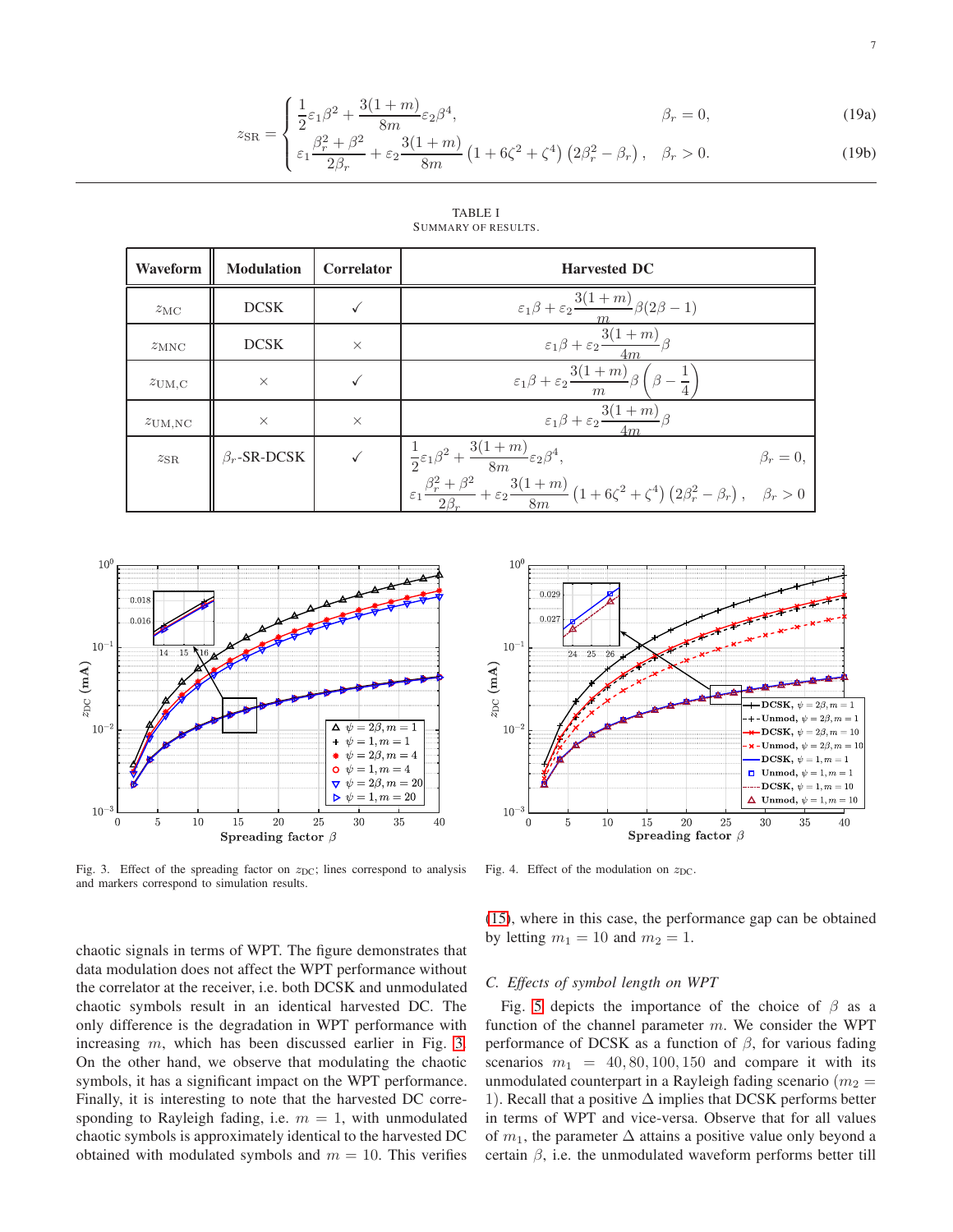$$
z_{\rm SR} = \begin{cases} \frac{1}{2}\varepsilon_1\beta^2 + \frac{3(1+m)}{8m}\varepsilon_2\beta^4, & \beta_r = 0, \quad (19a) \\ \varepsilon_1\frac{\beta_r^2+\beta^2}{2\beta_r} + \varepsilon_2\frac{3(1+m)}{8m}\left(1+6\zeta^2+\zeta^4\right)\left(2\beta_r^2-\beta_r\right), & \beta_r > 0. \quad (19b) \end{cases}
$$

TABLE I
SUMMARY OF RESULTS.

| Waveform | Modulation | Correlator | Harvested DC |
|---|---|---|---|
| $z_{\rm MC}$ | DCSK | ✓ | $\varepsilon_1\beta + \varepsilon_2\frac{3(1+m)}{m}\beta(2\beta-1)$ |
| $z_{\rm MNC}$ | DCSK | × | $\varepsilon_1\beta + \varepsilon_2\frac{3(1+m)}{4m}\beta$ |
| $z_{\rm UM,C}$ | × | ✓ | $\varepsilon_1\beta + \varepsilon_2\frac{3(1+m)}{m}\beta\left(\beta-\frac{1}{4}\right)$ |
| $z_{\rm UM,NC}$ | × | × | $\varepsilon_1\beta + \varepsilon_2\frac{3(1+m)}{4m}\beta$ |
| $z_{\rm SR}$ | $\beta_r$-SR-DCSK | ✓ | $\frac{1}{2}\varepsilon_1\beta^2 + \frac{3(1+m)}{8m}\varepsilon_2\beta^4$, $\beta_r = 0$; $\varepsilon_1\frac{\beta_r^2+\beta^2}{2\beta_r} + \varepsilon_2\frac{3(1+m)}{8m}\left(1+6\zeta^2+\zeta^4\right)\left(2\beta_r^2-\beta_r\right)$, $\beta_r > 0$ |

Fig. 3. Effect of the spreading factor on $z_{\rm DC}$; lines correspond to analysis and markers correspond to simulation results.

Fig. 4. Effect of the modulation on $z_{\rm DC}$.

chaotic signals in terms of WPT. The figure demonstrates that data modulation does not affect the WPT performance without the correlator at the receiver, i.e. both DCSK and unmodulated chaotic symbols result in an identical harvested DC. The only difference is the degradation in WPT performance with increasing $m$, which has been discussed earlier in Fig. 3. On the other hand, we observe that modulating the chaotic symbols, it has a significant impact on the WPT performance. Finally, it is interesting to note that the harvested DC corresponding to Rayleigh fading, i.e. $m = 1$, with unmodulated chaotic symbols is approximately identical to the harvested DC obtained with modulated symbols and $m = 10$. This verifies (15), where in this case, the performance gap can be obtained by letting $m_1 = 10$ and $m_2 = 1$.

### C. Effects of symbol length on WPT

Fig. 5 depicts the importance of the choice of $\beta$ as a function of the channel parameter $m$. We consider the WPT performance of DCSK as a function of $\beta$, for various fading scenarios $m_1 = 40, 80, 100, 150$ and compare it with its unmodulated counterpart in a Rayleigh fading scenario ($m_2 = 1$). Recall that a positive $\Delta$ implies that DCSK performs better in terms of WPT and vice-versa. Observe that for all values of $m_1$, the parameter $\Delta$ attains a positive value only beyond a certain $\beta$, i.e. the unmodulated waveform performs better till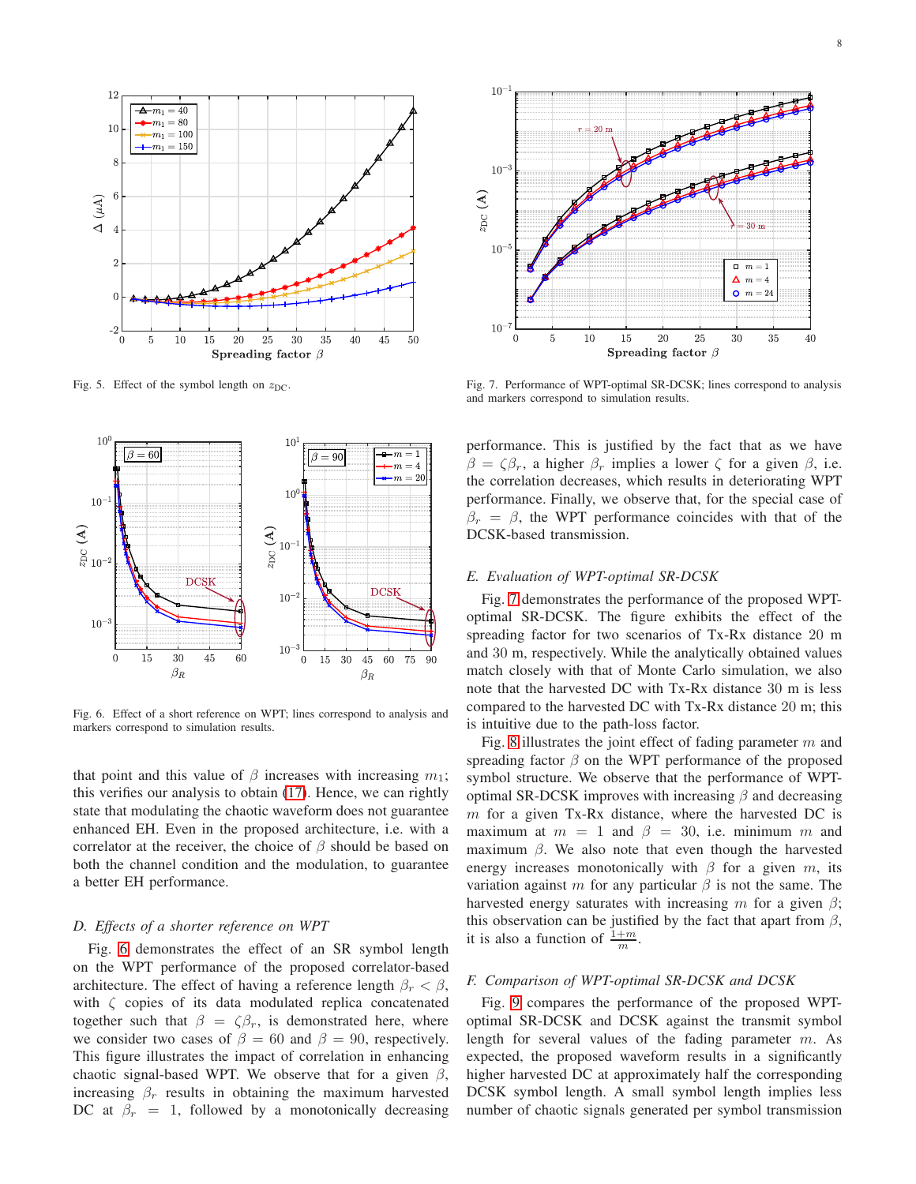Fig. 5. Effect of the symbol length on $z_{\mathrm{DC}}$.

Fig. 6. Effect of a short reference on WPT; lines correspond to analysis and markers correspond to simulation results.

that point and this value of $\beta$ increases with increasing $m_1$; this verifies our analysis to obtain (17). Hence, we can rightly state that modulating the chaotic waveform does not guarantee enhanced EH. Even in the proposed architecture, i.e. with a correlator at the receiver, the choice of $\beta$ should be based on both the channel condition and the modulation, to guarantee a better EH performance.

### *D. Effects of a shorter reference on WPT*

Fig. 6 demonstrates the effect of an SR symbol length on the WPT performance of the proposed correlator-based architecture. The effect of having a reference length $\beta_r < \beta$, with $\zeta$ copies of its data modulated replica concatenated together such that $\beta = \zeta\beta_r$, is demonstrated here, where we consider two cases of $\beta = 60$ and $\beta = 90$, respectively. This figure illustrates the impact of correlation in enhancing chaotic signal-based WPT. We observe that for a given $\beta$, increasing $\beta_r$ results in obtaining the maximum harvested DC at $\beta_r = 1$, followed by a monotonically decreasing performance. This is justified by the fact that as we have $\beta = \zeta\beta_r$, a higher $\beta_r$ implies a lower $\zeta$ for a given $\beta$, i.e. the correlation decreases, which results in deteriorating WPT performance. Finally, we observe that, for the special case of $\beta_r = \beta$, the WPT performance coincides with that of the DCSK-based transmission.

Fig. 7. Performance of WPT-optimal SR-DCSK; lines correspond to analysis and markers correspond to simulation results.

### *E. Evaluation of WPT-optimal SR-DCSK*

Fig. 7 demonstrates the performance of the proposed WPT-optimal SR-DCSK. The figure exhibits the effect of the spreading factor for two scenarios of Tx-Rx distance 20 m and 30 m, respectively. While the analytically obtained values match closely with that of Monte Carlo simulation, we also note that the harvested DC with Tx-Rx distance 30 m is less compared to the harvested DC with Tx-Rx distance 20 m; this is intuitive due to the path-loss factor.

Fig. 8 illustrates the joint effect of fading parameter $m$ and spreading factor $\beta$ on the WPT performance of the proposed symbol structure. We observe that the performance of WPT-optimal SR-DCSK improves with increasing $\beta$ and decreasing $m$ for a given Tx-Rx distance, where the harvested DC is maximum at $m = 1$ and $\beta = 30$, i.e. minimum $m$ and maximum $\beta$. We also note that even though the harvested energy increases monotonically with $\beta$ for a given $m$, its variation against $m$ for any particular $\beta$ is not the same. The harvested energy saturates with increasing $m$ for a given $\beta$; this observation can be justified by the fact that apart from $\beta$, it is also a function of $\frac{1+m}{m}$.

### *F. Comparison of WPT-optimal SR-DCSK and DCSK*

Fig. 9 compares the performance of the proposed WPT-optimal SR-DCSK and DCSK against the transmit symbol length for several values of the fading parameter $m$. As expected, the proposed waveform results in a significantly higher harvested DC at approximately half the corresponding DCSK symbol length. A small symbol length implies less number of chaotic signals generated per symbol transmission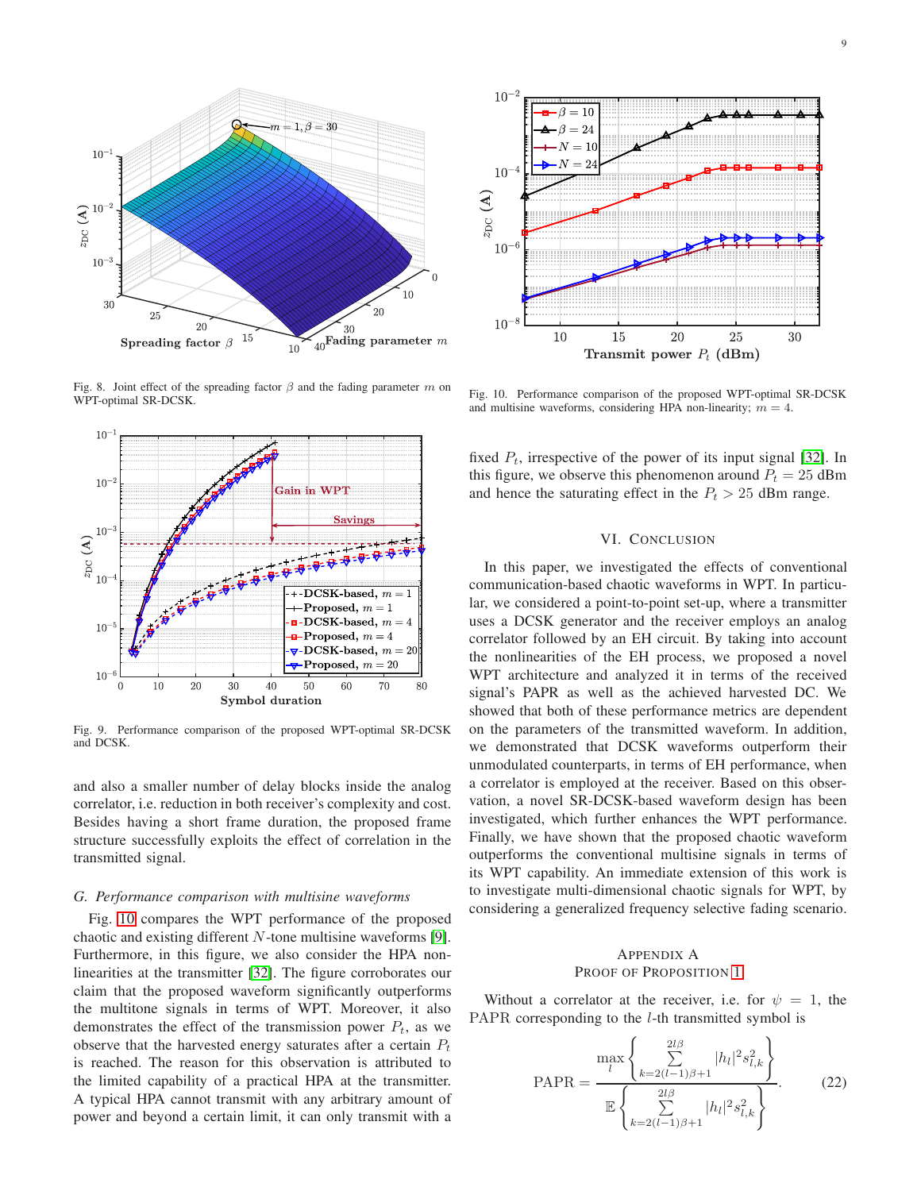Fig. 8. Joint effect of the spreading factor $\beta$ and the fading parameter $m$ on WPT-optimal SR-DCSK.

Fig. 9. Performance comparison of the proposed WPT-optimal SR-DCSK and DCSK.

and also a smaller number of delay blocks inside the analog correlator, i.e. reduction in both receiver's complexity and cost. Besides having a short frame duration, the proposed frame structure successfully exploits the effect of correlation in the transmitted signal.

### *G. Performance comparison with multisine waveforms*

Fig. 10 compares the WPT performance of the proposed chaotic and existing different $N$-tone multisine waveforms [9]. Furthermore, in this figure, we also consider the HPA non-linearities at the transmitter [32]. The figure corroborates our claim that the proposed waveform significantly outperforms the multitone signals in terms of WPT. Moreover, it also demonstrates the effect of the transmission power $P_t$, as we observe that the harvested energy saturates after a certain $P_t$ is reached. The reason for this observation is attributed to the limited capability of a practical HPA at the transmitter. A typical HPA cannot transmit with any arbitrary amount of power and beyond a certain limit, it can only transmit with a fixed $P_t$, irrespective of the power of its input signal [32]. In this figure, we observe this phenomenon around $P_t = 25$ dBm and hence the saturating effect in the $P_t > 25$ dBm range.

Fig. 10. Performance comparison of the proposed WPT-optimal SR-DCSK and multisine waveforms, considering HPA non-linearity; $m = 4$.

## VI. Conclusion

In this paper, we investigated the effects of conventional communication-based chaotic waveforms in WPT. In particular, we considered a point-to-point set-up, where a transmitter uses a DCSK generator and the receiver employs an analog correlator followed by an EH circuit. By taking into account the nonlinearities of the EH process, we proposed a novel WPT architecture and analyzed it in terms of the received signal's PAPR as well as the achieved harvested DC. We showed that both of these performance metrics are dependent on the parameters of the transmitted waveform. In addition, we demonstrated that DCSK waveforms outperform their unmodulated counterparts, in terms of EH performance, when a correlator is employed at the receiver. Based on this observation, a novel SR-DCSK-based waveform design has been investigated, which further enhances the WPT performance. Finally, we have shown that the proposed chaotic waveform outperforms the conventional multisine signals in terms of its WPT capability. An immediate extension of this work is to investigate multi-dimensional chaotic signals for WPT, by considering a generalized frequency selective fading scenario.

## Appendix A
## Proof of Proposition 1

Without a correlator at the receiver, i.e. for $\psi = 1$, the PAPR corresponding to the $l$-th transmitted symbol is

$$\text{PAPR} = \frac{\max\limits_{l} \left\{ \sum\limits_{k=2(l-1)\beta+1}^{2l\beta} |h_l|^2 s_{l,k}^2 \right\}}{\mathbb{E}\left\{ \sum\limits_{k=2(l-1)\beta+1}^{2l\beta} |h_l|^2 s_{l,k}^2 \right\}}. \tag{22}$$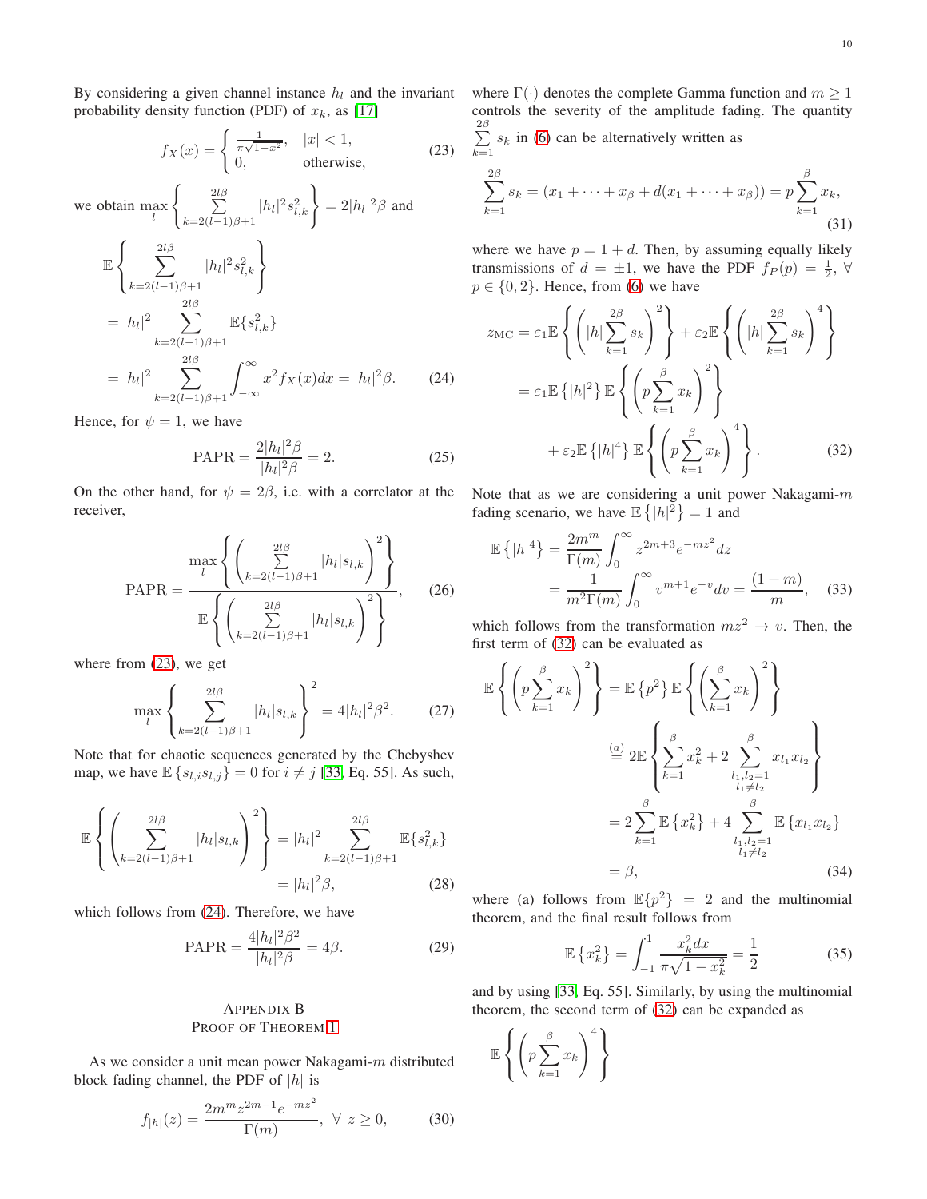By considering a given channel instance $h_l$ and the invariant probability density function (PDF) of $x_k$, as [17]

$$f_X(x) = \begin{cases} \frac{1}{\pi\sqrt{1-x^2}}, & |x| < 1, \\ 0, & \text{otherwise}, \end{cases} \tag{23}$$

we obtain $\max_l \left\{ \sum_{k=2(l-1)\beta+1}^{2l\beta} |h_l|^2 s_{l,k}^2 \right\} = 2|h_l|^2 \beta$ and

$$\begin{aligned} \mathbb{E}&\left\{ \sum_{k=2(l-1)\beta+1}^{2l\beta} |h_l|^2 s_{l,k}^2 \right\} \\ &= |h_l|^2 \sum_{k=2(l-1)\beta+1}^{2l\beta} \mathbb{E}\{s_{l,k}^2\} \\ &= |h_l|^2 \sum_{k=2(l-1)\beta+1}^{2l\beta} \int_{-\infty}^{\infty} x^2 f_X(x) dx = |h_l|^2 \beta. \end{aligned} \tag{24}$$

Hence, for $\psi = 1$, we have

$$\text{PAPR} = \frac{2|h_l|^2 \beta}{|h_l|^2 \beta} = 2. \tag{25}$$

On the other hand, for $\psi = 2\beta$, i.e. with a correlator at the receiver,

$$\text{PAPR} = \frac{\max_l \left\{ \left( \sum_{k=2(l-1)\beta+1}^{2l\beta} |h_l| s_{l,k} \right)^2 \right\}}{\mathbb{E}\left\{ \left( \sum_{k=2(l-1)\beta+1}^{2l\beta} |h_l| s_{l,k} \right)^2 \right\}}, \tag{26}$$

where from (23), we get

$$\max_l \left\{ \sum_{k=2(l-1)\beta+1}^{2l\beta} |h_l| s_{l,k} \right\}^2 = 4|h_l|^2 \beta^2. \tag{27}$$

Note that for chaotic sequences generated by the Chebyshev map, we have $\mathbb{E}\{s_{l,i} s_{l,j}\} = 0$ for $i \neq j$ [33, Eq. 55]. As such,

$$\begin{aligned} \mathbb{E}\left\{ \left( \sum_{k=2(l-1)\beta+1}^{2l\beta} |h_l| s_{l,k} \right)^2 \right\} &= |h_l|^2 \sum_{k=2(l-1)\beta+1}^{2l\beta} \mathbb{E}\{s_{l,k}^2\} \\ &= |h_l|^2 \beta, \end{aligned} \tag{28}$$

which follows from (24). Therefore, we have

$$\text{PAPR} = \frac{4|h_l|^2 \beta^2}{|h_l|^2 \beta} = 4\beta. \tag{29}$$

## Appendix B
## Proof of Theorem 1

As we consider a unit mean power Nakagami-$m$ distributed block fading channel, the PDF of $|h|$ is

$$f_{|h|}(z) = \frac{2m^m z^{2m-1} e^{-mz^2}}{\Gamma(m)}, \ \forall \ z \geq 0, \tag{30}$$

where $\Gamma(\cdot)$ denotes the complete Gamma function and $m \geq 1$ controls the severity of the amplitude fading. The quantity $\sum_{k=1}^{2\beta} s_k$ in (6) can be alternatively written as

$$\sum_{k=1}^{2\beta} s_k = (x_1 + \cdots + x_\beta + d(x_1 + \cdots + x_\beta)) = p \sum_{k=1}^{\beta} x_k, \tag{31}$$

where we have $p = 1 + d$. Then, by assuming equally likely transmissions of $d = \pm 1$, we have the PDF $f_P(p) = \frac{1}{2}$, $\forall$ $p \in \{0, 2\}$. Hence, from (6) we have

$$\begin{aligned} z_{\text{MC}} &= \varepsilon_1 \mathbb{E}\left\{ \left( |h| \sum_{k=1}^{2\beta} s_k \right)^2 \right\} + \varepsilon_2 \mathbb{E}\left\{ \left( |h| \sum_{k=1}^{2\beta} s_k \right)^4 \right\} \\ &= \varepsilon_1 \mathbb{E}\left\{ |h|^2 \right\} \mathbb{E}\left\{ \left( p \sum_{k=1}^{\beta} x_k \right)^2 \right\} \\ &\quad + \varepsilon_2 \mathbb{E}\left\{ |h|^4 \right\} \mathbb{E}\left\{ \left( p \sum_{k=1}^{\beta} x_k \right)^4 \right\}. \end{aligned} \tag{32}$$

Note that as we are considering a unit power Nakagami-$m$ fading scenario, we have $\mathbb{E}\left\{ |h|^2 \right\} = 1$ and

$$\begin{aligned} \mathbb{E}\left\{ |h|^4 \right\} &= \frac{2m^m}{\Gamma(m)} \int_0^\infty z^{2m+3} e^{-mz^2} dz \\ &= \frac{1}{m^2 \Gamma(m)} \int_0^\infty v^{m+1} e^{-v} dv = \frac{(1+m)}{m}, \end{aligned} \tag{33}$$

which follows from the transformation $mz^2 \to v$. Then, the first term of (32) can be evaluated as

$$\begin{aligned} \mathbb{E}\left\{ \left( p \sum_{k=1}^{\beta} x_k \right)^2 \right\} &= \mathbb{E}\left\{ p^2 \right\} \mathbb{E}\left\{ \left( \sum_{k=1}^{\beta} x_k \right)^2 \right\} \\ &\overset{(a)}{=} 2\mathbb{E}\left\{ \sum_{k=1}^{\beta} x_k^2 + 2 \sum_{\substack{l_1, l_2 = 1 \\ l_1 \neq l_2}}^{\beta} x_{l_1} x_{l_2} \right\} \\ &= 2 \sum_{k=1}^{\beta} \mathbb{E}\left\{ x_k^2 \right\} + 4 \sum_{\substack{l_1, l_2 = 1 \\ l_1 \neq l_2}}^{\beta} \mathbb{E}\left\{ x_{l_1} x_{l_2} \right\} \\ &= \beta, \end{aligned} \tag{34}$$

where (a) follows from $\mathbb{E}\{p^2\} = 2$ and the multinomial theorem, and the final result follows from

$$\mathbb{E}\left\{ x_k^2 \right\} = \int_{-1}^{1} \frac{x_k^2 dx}{\pi\sqrt{1 - x_k^2}} = \frac{1}{2} \tag{35}$$

and by using [33, Eq. 55]. Similarly, by using the multinomial theorem, the second term of (32) can be expanded as

$$\mathbb{E}\left\{ \left( p \sum_{k=1}^{\beta} x_k \right)^4 \right\}$$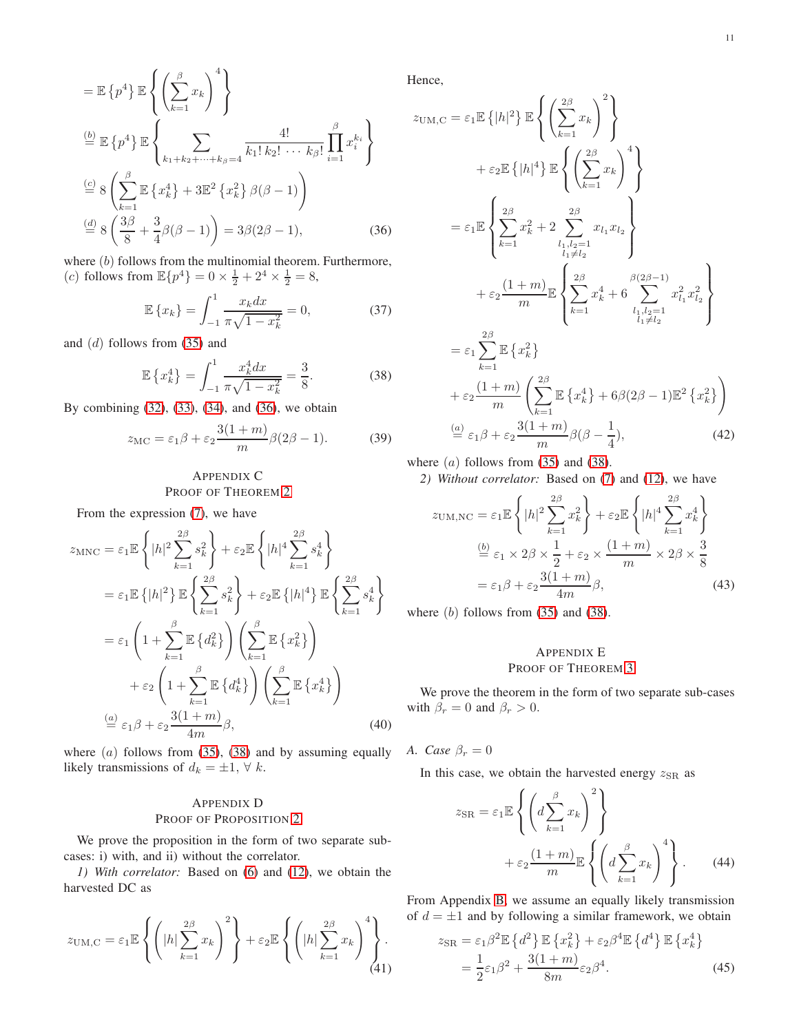$$
\begin{aligned}
&= \mathbb{E}\left\{p^4\right\} \mathbb{E}\left\{\left(\sum_{k=1}^{\beta} x_k\right)^4\right\} \\
&\overset{(b)}{=} \mathbb{E}\left\{p^4\right\} \mathbb{E}\left\{\sum_{k_1+k_2+\cdots+k_\beta=4} \frac{4!}{k_1!\,k_2!\,\cdots\,k_\beta!} \prod_{i=1}^{\beta} x_i^{k_i}\right\} \\
&\overset{(c)}{=} 8\left(\sum_{k=1}^{\beta} \mathbb{E}\left\{x_k^4\right\} + 3\mathbb{E}^2\left\{x_k^2\right\}\beta(\beta-1)\right) \\
&\overset{(d)}{=} 8\left(\frac{3\beta}{8} + \frac{3}{4}\beta(\beta-1)\right) = 3\beta(2\beta-1), \qquad (36)
\end{aligned}
$$

where $(b)$ follows from the multinomial theorem. Furthermore, $(c)$ follows from $\mathbb{E}\{p^4\} = 0 \times \frac{1}{2} + 2^4 \times \frac{1}{2} = 8$,

$$
\mathbb{E}\left\{x_k\right\} = \int_{-1}^{1} \frac{x_k dx}{\pi\sqrt{1-x_k^2}} = 0, \qquad (37)
$$

and $(d)$ follows from (35) and

$$
\mathbb{E}\left\{x_k^4\right\} = \int_{-1}^{1} \frac{x_k^4 dx}{\pi\sqrt{1-x_k^2}} = \frac{3}{8}. \qquad (38)
$$

By combining (32), (33), (34), and (36), we obtain

$$
z_{\mathrm{MC}} = \varepsilon_1 \beta + \varepsilon_2 \frac{3(1+m)}{m}\beta(2\beta-1). \qquad (39)
$$

## Appendix C
## Proof of Theorem 2

From the expression (7), we have

$$
\begin{aligned}
z_{\mathrm{MNC}} &= \varepsilon_1 \mathbb{E}\left\{|h|^2 \sum_{k=1}^{2\beta} s_k^2\right\} + \varepsilon_2 \mathbb{E}\left\{|h|^4 \sum_{k=1}^{2\beta} s_k^4\right\} \\
&= \varepsilon_1 \mathbb{E}\left\{|h|^2\right\} \mathbb{E}\left\{\sum_{k=1}^{2\beta} s_k^2\right\} + \varepsilon_2 \mathbb{E}\left\{|h|^4\right\} \mathbb{E}\left\{\sum_{k=1}^{2\beta} s_k^4\right\} \\
&= \varepsilon_1 \left(1 + \sum_{k=1}^{\beta} \mathbb{E}\left\{d_k^2\right\}\right)\left(\sum_{k=1}^{\beta} \mathbb{E}\left\{x_k^2\right\}\right) \\
&\quad + \varepsilon_2 \left(1 + \sum_{k=1}^{\beta} \mathbb{E}\left\{d_k^4\right\}\right)\left(\sum_{k=1}^{\beta} \mathbb{E}\left\{x_k^4\right\}\right) \\
&\overset{(a)}{=} \varepsilon_1 \beta + \varepsilon_2 \frac{3(1+m)}{4m}\beta, \qquad (40)
\end{aligned}
$$

where $(a)$ follows from (35), (38) and by assuming equally likely transmissions of $d_k = \pm 1$, $\forall\ k$.

## Appendix D
## Proof of Proposition 2

We prove the proposition in the form of two separate sub-cases: i) with, and ii) without the correlator.

*1) With correlator:* Based on (6) and (12), we obtain the harvested DC as

$$
z_{\mathrm{UM,C}} = \varepsilon_1 \mathbb{E}\left\{\left(|h| \sum_{k=1}^{2\beta} x_k\right)^2\right\} + \varepsilon_2 \mathbb{E}\left\{\left(|h| \sum_{k=1}^{2\beta} x_k\right)^4\right\}. \qquad (41)
$$

Hence,

$$
\begin{aligned}
z_{\mathrm{UM,C}} &= \varepsilon_1 \mathbb{E}\left\{|h|^2\right\} \mathbb{E}\left\{\left(\sum_{k=1}^{2\beta} x_k\right)^2\right\} \\
&\quad + \varepsilon_2 \mathbb{E}\left\{|h|^4\right\} \mathbb{E}\left\{\left(\sum_{k=1}^{2\beta} x_k\right)^4\right\} \\
&= \varepsilon_1 \mathbb{E}\left\{\sum_{k=1}^{2\beta} x_k^2 + 2\sum_{\substack{l_1,l_2=1\\ l_1\neq l_2}}^{2\beta} x_{l_1} x_{l_2}\right\} \\
&\quad + \varepsilon_2 \frac{(1+m)}{m} \mathbb{E}\left\{\sum_{k=1}^{2\beta} x_k^4 + 6\sum_{\substack{l_1,l_2=1\\ l_1\neq l_2}}^{\beta(2\beta-1)} x_{l_1}^2 x_{l_2}^2\right\} \\
&= \varepsilon_1 \sum_{k=1}^{2\beta} \mathbb{E}\left\{x_k^2\right\} \\
&\quad + \varepsilon_2 \frac{(1+m)}{m}\left(\sum_{k=1}^{2\beta} \mathbb{E}\left\{x_k^4\right\} + 6\beta(2\beta-1)\mathbb{E}^2\left\{x_k^2\right\}\right) \\
&\overset{(a)}{=} \varepsilon_1 \beta + \varepsilon_2 \frac{3(1+m)}{m}\beta(\beta - \frac{1}{4}), \qquad (42)
\end{aligned}
$$

where $(a)$ follows from (35) and (38).

*2) Without correlator:* Based on (7) and (12), we have

$$
\begin{aligned}
z_{\mathrm{UM,NC}} &= \varepsilon_1 \mathbb{E}\left\{|h|^2 \sum_{k=1}^{2\beta} x_k^2\right\} + \varepsilon_2 \mathbb{E}\left\{|h|^4 \sum_{k=1}^{2\beta} x_k^4\right\} \\
&\overset{(b)}{=} \varepsilon_1 \times 2\beta \times \frac{1}{2} + \varepsilon_2 \times \frac{(1+m)}{m} \times 2\beta \times \frac{3}{8} \\
&= \varepsilon_1 \beta + \varepsilon_2 \frac{3(1+m)}{4m}\beta, \qquad (43)
\end{aligned}
$$

where $(b)$ follows from (35) and (38).

## Appendix E
## Proof of Theorem 3

We prove the theorem in the form of two separate sub-cases with $\beta_r = 0$ and $\beta_r > 0$.

### A. Case $\beta_r = 0$

In this case, we obtain the harvested energy $z_{\mathrm{SR}}$ as

$$
\begin{aligned}
z_{\mathrm{SR}} &= \varepsilon_1 \mathbb{E}\left\{\left(d\sum_{k=1}^{\beta} x_k\right)^2\right\} \\
&\quad + \varepsilon_2 \frac{(1+m)}{m} \mathbb{E}\left\{\left(d\sum_{k=1}^{\beta} x_k\right)^4\right\}. \qquad (44)
\end{aligned}
$$

From Appendix B, we assume an equally likely transmission of $d = \pm 1$ and by following a similar framework, we obtain

$$
\begin{aligned}
z_{\mathrm{SR}} &= \varepsilon_1 \beta^2 \mathbb{E}\left\{d^2\right\} \mathbb{E}\left\{x_k^2\right\} + \varepsilon_2 \beta^4 \mathbb{E}\left\{d^4\right\} \mathbb{E}\left\{x_k^4\right\} \\
&= \frac{1}{2}\varepsilon_1 \beta^2 + \frac{3(1+m)}{8m}\varepsilon_2 \beta^4. \qquad (45)
\end{aligned}
$$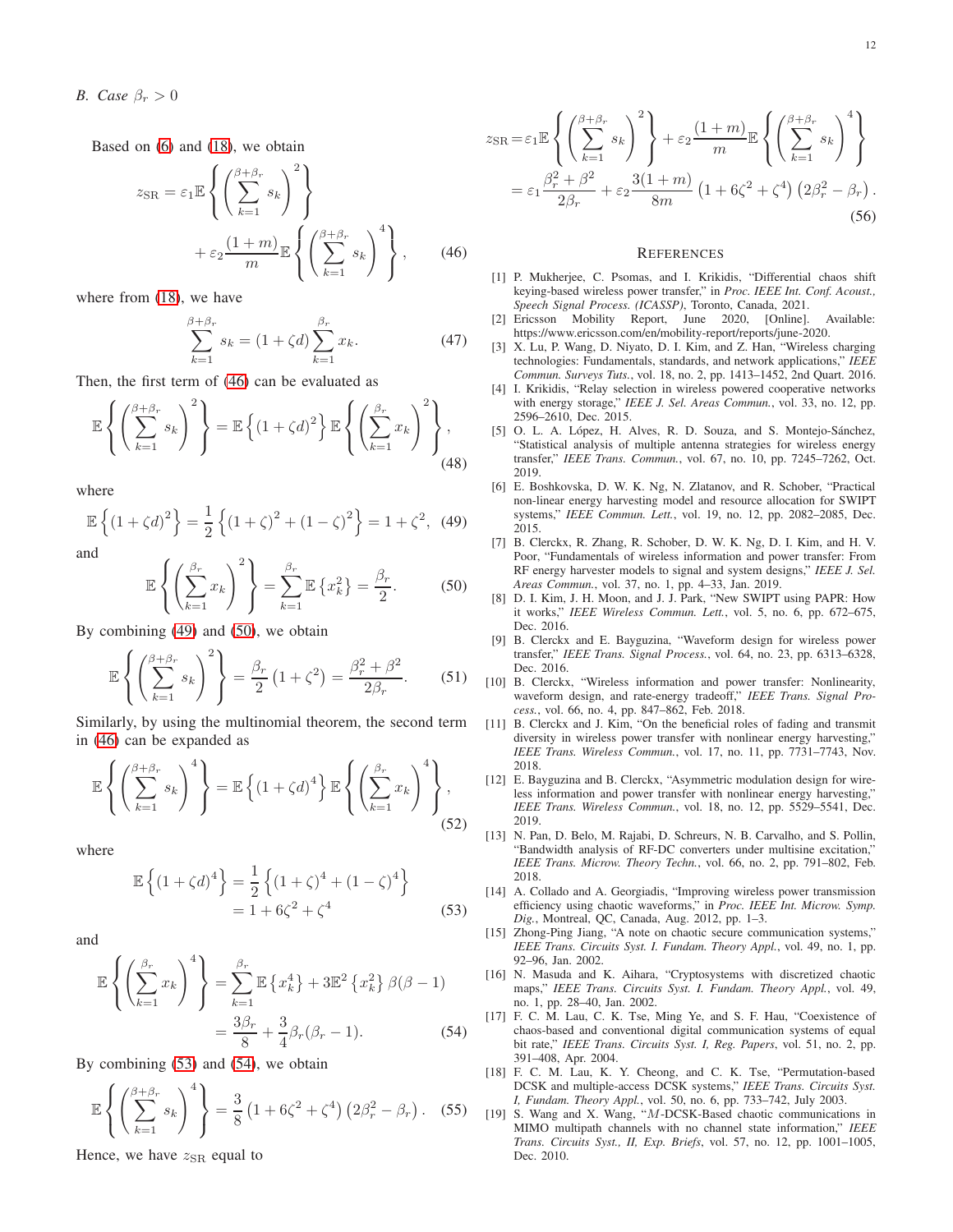### B. Case $\beta_r > 0$

Based on (6) and (18), we obtain

$$z_{\text{SR}} = \varepsilon_1 \mathbb{E}\left\{\left(\sum_{k=1}^{\beta+\beta_r} s_k\right)^2\right\} + \varepsilon_2 \frac{(1+m)}{m} \mathbb{E}\left\{\left(\sum_{k=1}^{\beta+\beta_r} s_k\right)^4\right\}, \tag{46}$$

where from (18), we have

$$\sum_{k=1}^{\beta+\beta_r} s_k = (1+\zeta d) \sum_{k=1}^{\beta_r} x_k. \tag{47}$$

Then, the first term of (46) can be evaluated as

$$\mathbb{E}\left\{\left(\sum_{k=1}^{\beta+\beta_r} s_k\right)^2\right\} = \mathbb{E}\left\{(1+\zeta d)^2\right\} \mathbb{E}\left\{\left(\sum_{k=1}^{\beta_r} x_k\right)^2\right\}, \tag{48}$$

where

$$\mathbb{E}\left\{(1+\zeta d)^2\right\} = \frac{1}{2}\left\{(1+\zeta)^2 + (1-\zeta)^2\right\} = 1+\zeta^2, \tag{49}$$

and

$$\mathbb{E}\left\{\left(\sum_{k=1}^{\beta_r} x_k\right)^2\right\} = \sum_{k=1}^{\beta_r} \mathbb{E}\left\{x_k^2\right\} = \frac{\beta_r}{2}. \tag{50}$$

By combining (49) and (50), we obtain

$$\mathbb{E}\left\{\left(\sum_{k=1}^{\beta+\beta_r} s_k\right)^2\right\} = \frac{\beta_r}{2}\left(1+\zeta^2\right) = \frac{\beta_r^2+\beta^2}{2\beta_r}. \tag{51}$$

Similarly, by using the multinomial theorem, the second term in (46) can be expanded as

$$\mathbb{E}\left\{\left(\sum_{k=1}^{\beta+\beta_r} s_k\right)^4\right\} = \mathbb{E}\left\{(1+\zeta d)^4\right\} \mathbb{E}\left\{\left(\sum_{k=1}^{\beta_r} x_k\right)^4\right\}, \tag{52}$$

where

$$\begin{aligned}\mathbb{E}\left\{(1+\zeta d)^4\right\} &= \frac{1}{2}\left\{(1+\zeta)^4 + (1-\zeta)^4\right\} \\ &= 1+6\zeta^2+\zeta^4\end{aligned} \tag{53}$$

and

$$\begin{aligned}\mathbb{E}\left\{\left(\sum_{k=1}^{\beta_r} x_k\right)^4\right\} &= \sum_{k=1}^{\beta_r} \mathbb{E}\left\{x_k^4\right\} + 3\mathbb{E}^2\left\{x_k^2\right\}\beta(\beta-1) \\ &= \frac{3\beta_r}{8} + \frac{3}{4}\beta_r(\beta_r-1).\end{aligned} \tag{54}$$

By combining (53) and (54), we obtain

$$\mathbb{E}\left\{\left(\sum_{k=1}^{\beta+\beta_r} s_k\right)^4\right\} = \frac{3}{8}\left(1+6\zeta^2+\zeta^4\right)\left(2\beta_r^2-\beta_r\right). \tag{55}$$

Hence, we have $z_{\text{SR}}$ equal to

$$\begin{aligned}z_{\text{SR}} &= \varepsilon_1 \mathbb{E}\left\{\left(\sum_{k=1}^{\beta+\beta_r} s_k\right)^2\right\} + \varepsilon_2 \frac{(1+m)}{m} \mathbb{E}\left\{\left(\sum_{k=1}^{\beta+\beta_r} s_k\right)^4\right\} \\ &= \varepsilon_1 \frac{\beta_r^2+\beta^2}{2\beta_r} + \varepsilon_2 \frac{3(1+m)}{8m}\left(1+6\zeta^2+\zeta^4\right)\left(2\beta_r^2-\beta_r\right).\end{aligned} \tag{56}$$

## References

[1] P. Mukherjee, C. Psomas, and I. Krikidis, "Differential chaos shift keying-based wireless power transfer," in *Proc. IEEE Int. Conf. Acoust., Speech Signal Process. (ICASSP)*, Toronto, Canada, 2021.

[2] Ericsson Mobility Report, June 2020, [Online]. Available: https://www.ericsson.com/en/mobility-report/reports/june-2020.

[3] X. Lu, P. Wang, D. Niyato, D. I. Kim, and Z. Han, "Wireless charging technologies: Fundamentals, standards, and network applications," *IEEE Commun. Surveys Tuts.*, vol. 18, no. 2, pp. 1413–1452, 2nd Quart. 2016.

[4] I. Krikidis, "Relay selection in wireless powered cooperative networks with energy storage," *IEEE J. Sel. Areas Commun.*, vol. 33, no. 12, pp. 2596–2610, Dec. 2015.

[5] O. L. A. López, H. Alves, R. D. Souza, and S. Montejo-Sánchez, "Statistical analysis of multiple antenna strategies for wireless energy transfer," *IEEE Trans. Commun.*, vol. 67, no. 10, pp. 7245–7262, Oct. 2019.

[6] E. Boshkovska, D. W. K. Ng, N. Zlatanov, and R. Schober, "Practical non-linear energy harvesting model and resource allocation for SWIPT systems," *IEEE Commun. Lett.*, vol. 19, no. 12, pp. 2082–2085, Dec. 2015.

[7] B. Clerckx, R. Zhang, R. Schober, D. W. K. Ng, D. I. Kim, and H. V. Poor, "Fundamentals of wireless information and power transfer: From RF energy harvester models to signal and system designs," *IEEE J. Sel. Areas Commun.*, vol. 37, no. 1, pp. 4–33, Jan. 2019.

[8] D. I. Kim, J. H. Moon, and J. J. Park, "New SWIPT using PAPR: How it works," *IEEE Wireless Commun. Lett.*, vol. 5, no. 6, pp. 672–675, Dec. 2016.

[9] B. Clerckx and E. Bayguzina, "Waveform design for wireless power transfer," *IEEE Trans. Signal Process.*, vol. 64, no. 23, pp. 6313–6328, Dec. 2016.

[10] B. Clerckx, "Wireless information and power transfer: Nonlinearity, waveform design, and rate-energy tradeoff," *IEEE Trans. Signal Process.*, vol. 66, no. 4, pp. 847–862, Feb. 2018.

[11] B. Clerckx and J. Kim, "On the beneficial roles of fading and transmit diversity in wireless power transfer with nonlinear energy harvesting," *IEEE Trans. Wireless Commun.*, vol. 17, no. 11, pp. 7731–7743, Nov. 2018.

[12] E. Bayguzina and B. Clerckx, "Asymmetric modulation design for wireless information and power transfer with nonlinear energy harvesting," *IEEE Trans. Wireless Commun.*, vol. 18, no. 12, pp. 5529–5541, Dec. 2019.

[13] N. Pan, D. Belo, M. Rajabi, D. Schreurs, N. B. Carvalho, and S. Pollin, "Bandwidth analysis of RF-DC converters under multisine excitation," *IEEE Trans. Microw. Theory Techn.*, vol. 66, no. 2, pp. 791–802, Feb. 2018.

[14] A. Collado and A. Georgiadis, "Improving wireless power transmission efficiency using chaotic waveforms," in *Proc. IEEE Int. Microw. Symp. Dig.*, Montreal, QC, Canada, Aug. 2012, pp. 1–3.

[15] Zhong-Ping Jiang, "A note on chaotic secure communication systems," *IEEE Trans. Circuits Syst. I. Fundam. Theory Appl.*, vol. 49, no. 1, pp. 92–96, Jan. 2002.

[16] N. Masuda and K. Aihara, "Cryptosystems with discretized chaotic maps," *IEEE Trans. Circuits Syst. I. Fundam. Theory Appl.*, vol. 49, no. 1, pp. 28–40, Jan. 2002.

[17] F. C. M. Lau, C. K. Tse, Ming Ye, and S. F. Hau, "Coexistence of chaos-based and conventional digital communication systems of equal bit rate," *IEEE Trans. Circuits Syst. I, Reg. Papers*, vol. 51, no. 2, pp. 391–408, Apr. 2004.

[18] F. C. M. Lau, K. Y. Cheong, and C. K. Tse, "Permutation-based DCSK and multiple-access DCSK systems," *IEEE Trans. Circuits Syst. I, Fundam. Theory Appl.*, vol. 50, no. 6, pp. 733–742, July 2003.

[19] S. Wang and X. Wang, "$M$-DCSK-Based chaotic communications in MIMO multipath channels with no channel state information," *IEEE Trans. Circuits Syst., II, Exp. Briefs*, vol. 57, no. 12, pp. 1001–1005, Dec. 2010.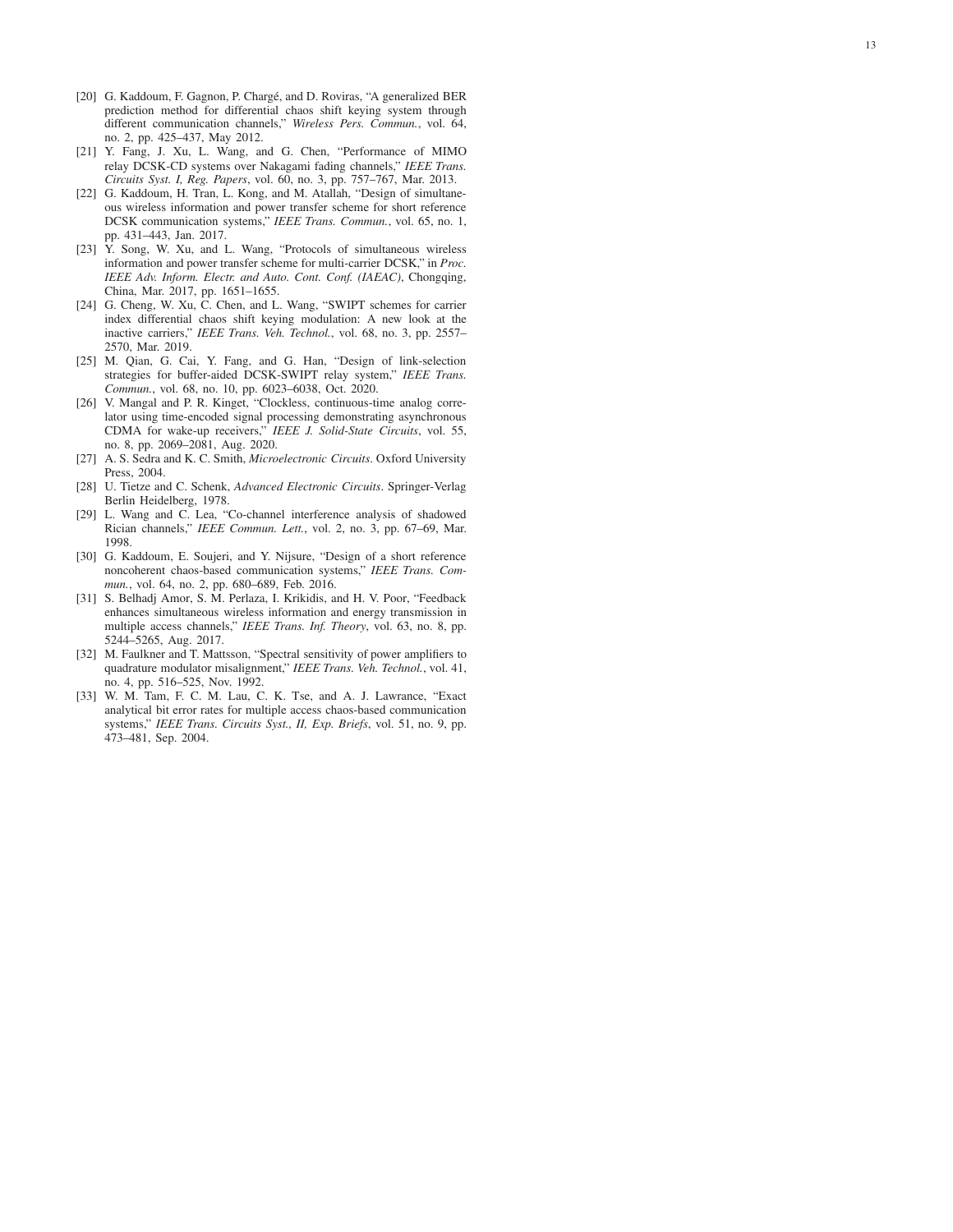[20] G. Kaddoum, F. Gagnon, P. Chargé, and D. Roviras, "A generalized BER prediction method for differential chaos shift keying system through different communication channels," *Wireless Pers. Commun.*, vol. 64, no. 2, pp. 425–437, May 2012.

[21] Y. Fang, J. Xu, L. Wang, and G. Chen, "Performance of MIMO relay DCSK-CD systems over Nakagami fading channels," *IEEE Trans. Circuits Syst. I, Reg. Papers*, vol. 60, no. 3, pp. 757–767, Mar. 2013.

[22] G. Kaddoum, H. Tran, L. Kong, and M. Atallah, "Design of simultaneous wireless information and power transfer scheme for short reference DCSK communication systems," *IEEE Trans. Commun.*, vol. 65, no. 1, pp. 431–443, Jan. 2017.

[23] Y. Song, W. Xu, and L. Wang, "Protocols of simultaneous wireless information and power transfer scheme for multi-carrier DCSK," in *Proc. IEEE Adv. Inform. Electr. and Auto. Cont. Conf. (IAEAC)*, Chongqing, China, Mar. 2017, pp. 1651–1655.

[24] G. Cheng, W. Xu, C. Chen, and L. Wang, "SWIPT schemes for carrier index differential chaos shift keying modulation: A new look at the inactive carriers," *IEEE Trans. Veh. Technol.*, vol. 68, no. 3, pp. 2557–2570, Mar. 2019.

[25] M. Qian, G. Cai, Y. Fang, and G. Han, "Design of link-selection strategies for buffer-aided DCSK-SWIPT relay system," *IEEE Trans. Commun.*, vol. 68, no. 10, pp. 6023–6038, Oct. 2020.

[26] V. Mangal and P. R. Kinget, "Clockless, continuous-time analog correlator using time-encoded signal processing demonstrating asynchronous CDMA for wake-up receivers," *IEEE J. Solid-State Circuits*, vol. 55, no. 8, pp. 2069–2081, Aug. 2020.

[27] A. S. Sedra and K. C. Smith, *Microelectronic Circuits*. Oxford University Press, 2004.

[28] U. Tietze and C. Schenk, *Advanced Electronic Circuits*. Springer-Verlag Berlin Heidelberg, 1978.

[29] L. Wang and C. Lea, "Co-channel interference analysis of shadowed Rician channels," *IEEE Commun. Lett.*, vol. 2, no. 3, pp. 67–69, Mar. 1998.

[30] G. Kaddoum, E. Soujeri, and Y. Nijsure, "Design of a short reference noncoherent chaos-based communication systems," *IEEE Trans. Commun.*, vol. 64, no. 2, pp. 680–689, Feb. 2016.

[31] S. Belhadj Amor, S. M. Perlaza, I. Krikidis, and H. V. Poor, "Feedback enhances simultaneous wireless information and energy transmission in multiple access channels," *IEEE Trans. Inf. Theory*, vol. 63, no. 8, pp. 5244–5265, Aug. 2017.

[32] M. Faulkner and T. Mattsson, "Spectral sensitivity of power amplifiers to quadrature modulator misalignment," *IEEE Trans. Veh. Technol.*, vol. 41, no. 4, pp. 516–525, Nov. 1992.

[33] W. M. Tam, F. C. M. Lau, C. K. Tse, and A. J. Lawrance, "Exact analytical bit error rates for multiple access chaos-based communication systems," *IEEE Trans. Circuits Syst., II, Exp. Briefs*, vol. 51, no. 9, pp. 473–481, Sep. 2004.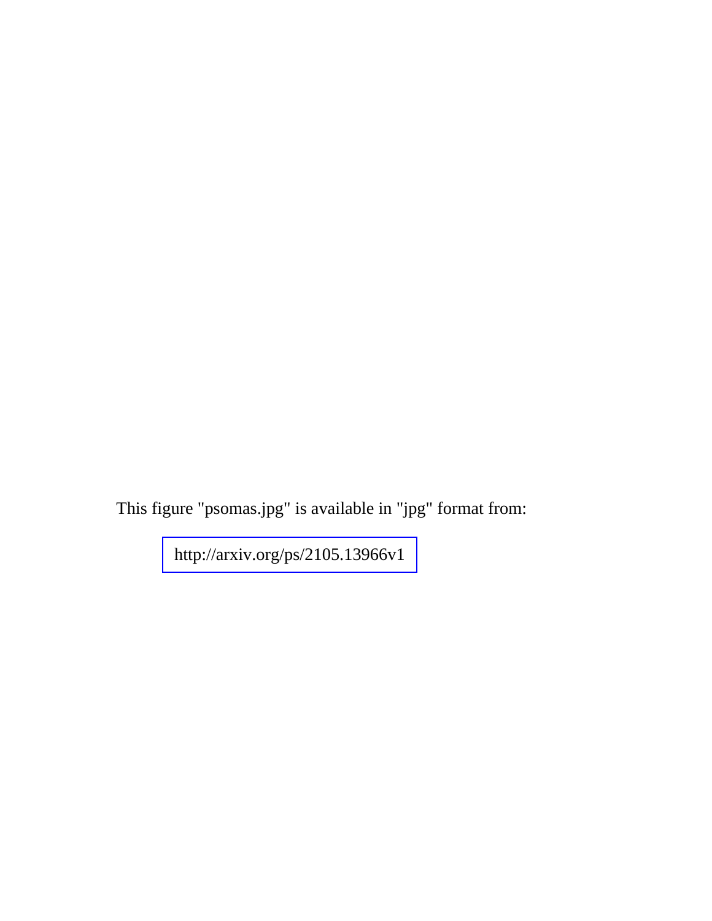This figure "psomas.jpg" is available in "jpg" format from:

http://arxiv.org/ps/2105.13966v1